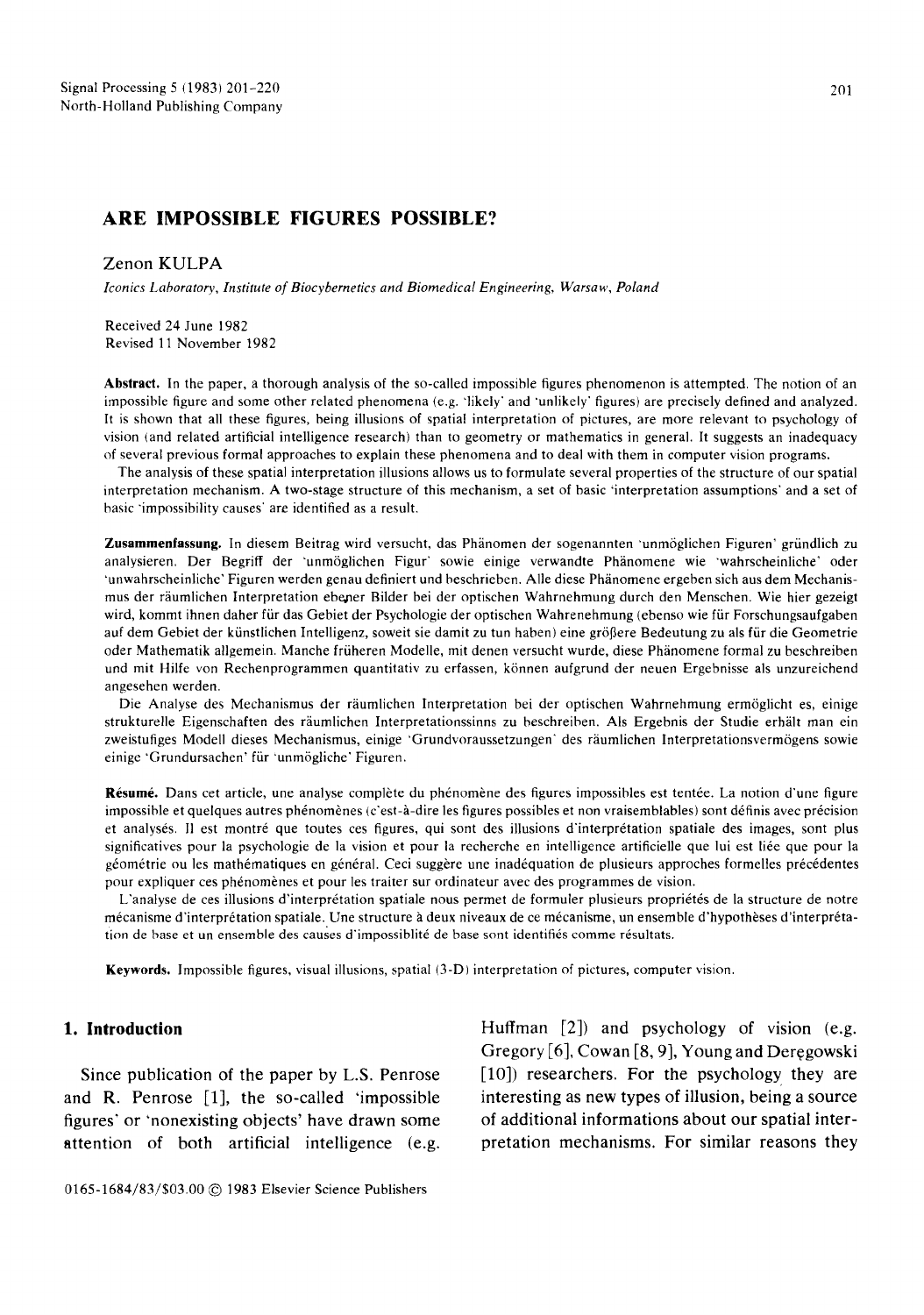# ARE IMPOSSIBLE FIGURES POSSIBLE?

Zenon KULPA

*Iconics Laboratory, Institute of Biocybernetics and Biomedical Engineering, Warsaw, Poland*

Received 24 June 1982
Revised 11 November 1982

**Abstract.** In the paper, a thorough analysis of the so-called impossible figures phenomenon is attempted. The notion of an impossible figure and some other related phenomena (e.g. 'likely' and 'unlikely' figures) are precisely defined and analyzed. It is shown that all these figures, being illusions of spatial interpretation of pictures, are more relevant to psychology of vision (and related artificial intelligence research) than to geometry or mathematics in general. It suggests an inadequacy of several previous formal approaches to explain these phenomena and to deal with them in computer vision programs.

The analysis of these spatial interpretation illusions allows us to formulate several properties of the structure of our spatial interpretation mechanism. A two-stage structure of this mechanism, a set of basic 'interpretation assumptions' and a set of basic 'impossibility causes' are identified as a result.

**Zusammenfassung.** In diesem Beitrag wird versucht, das Phänomen der sogenannten 'unmöglichen Figuren' gründlich zu analysieren. Der Begriff der 'unmöglichen Figur' sowie einige verwandte Phänomene wie 'wahrscheinliche' oder 'unwahrscheinliche' Figuren werden genau definiert und beschrieben. Alle diese Phänomene ergeben sich aus dem Mechanismus der räumlichen Interpretation ebener Bilder bei der optischen Wahrnehmung durch den Menschen. Wie hier gezeigt wird, kommt ihnen daher für das Gebiet der Psychologie der optischen Wahrenehmung (ebenso wie für Forschungsaufgaben auf dem Gebiet der künstlichen Intelligenz, soweit sie damit zu tun haben) eine größere Bedeutung zu als für die Geometrie oder Mathematik allgemein. Manche früheren Modelle, mit denen versucht wurde, diese Phänomene formal zu beschreiben und mit Hilfe von Rechenprogrammen quantitativ zu erfassen, können aufgrund der neuen Ergebnisse als unzureichend angesehen werden.

Die Analyse des Mechanismus der räumlichen Interpretation bei der optischen Wahrnehmung ermöglicht es, einige strukturelle Eigenschaften des räumlichen Interpretationssinns zu beschreiben. Als Ergebnis der Studie erhält man ein zweistufiges Modell dieses Mechanismus, einige 'Grundvoraussetzungen' des räumlichen Interpretationsvermögens sowie einige 'Grundursachen' für 'unmögliche' Figuren.

**Résumé.** Dans cet article, une analyse complète du phénomène des figures impossibles est tentée. La notion d'une figure impossible et quelques autres phénomènes (c'est-à-dire les figures possibles et non vraisemblables) sont définis avec précision et analysés. Il est montré que toutes ces figures, qui sont des illusions d'interprétation spatiale des images, sont plus significatives pour la psychologie de la vision et pour la recherche en intelligence artificielle que lui est liée que pour la géométrie ou les mathématiques en général. Ceci suggère une inadéquation de plusieurs approches formelles précédentes pour expliquer ces phénomènes et pour les traiter sur ordinateur avec des programmes de vision.

L'analyse de ces illusions d'interprétation spatiale nous permet de formuler plusieurs propriétés de la structure de notre mécanisme d'interprétation spatiale. Une structure à deux niveaux de ce mécanisme, un ensemble d'hypothèses d'interprétation de base et un ensemble des causes d'impossiblité de base sont identifiés comme résultats.

**Keywords.** Impossible figures, visual illusions, spatial (3-D) interpretation of pictures, computer vision.

## 1. Introduction

Since publication of the paper by L.S. Penrose and R. Penrose [1], the so-called 'impossible figures' or 'nonexisting objects' have drawn some attention of both artificial intelligence (e.g. Huffman [2]) and psychology of vision (e.g. Gregory [6], Cowan [8, 9], Young and Deręgowski [10]) researchers. For the psychology they are interesting as new types of illusion, being a source of additional informations about our spatial interpretation mechanisms. For similar reasons they

0165-1684/83/$03.00 © 1983 Elsevier Science Publishers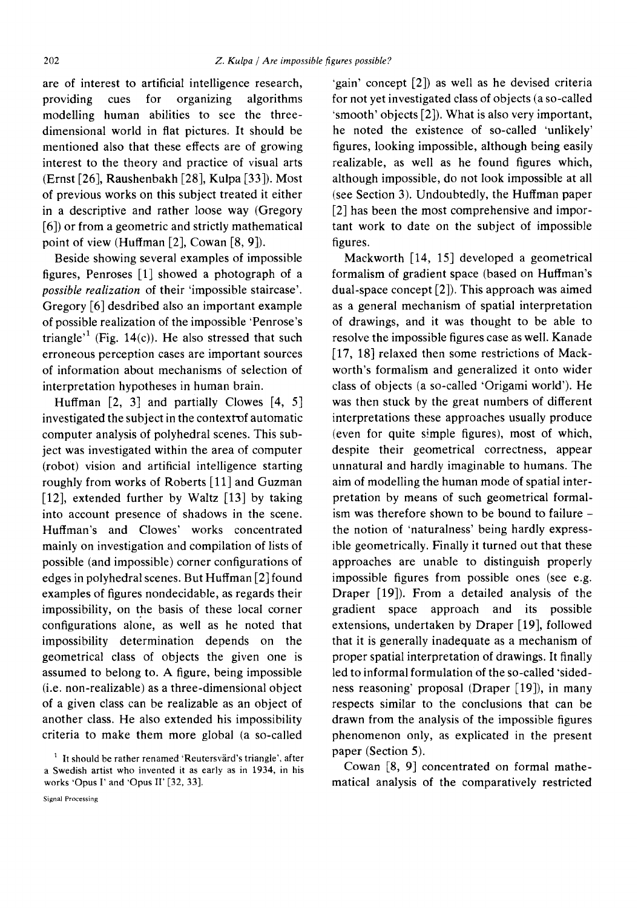are of interest to artificial intelligence research, providing cues for organizing algorithms modelling human abilities to see the three-dimensional world in flat pictures. It should be mentioned also that these effects are of growing interest to the theory and practice of visual arts (Ernst [26], Raushenbakh [28], Kulpa [33]). Most of previous works on this subject treated it either in a descriptive and rather loose way (Gregory [6]) or from a geometric and strictly mathematical point of view (Huffman [2], Cowan [8, 9]).

Beside showing several examples of impossible figures, Penroses [1] showed a photograph of a *possible realization* of their 'impossible staircase'. Gregory [6] desdribed also an important example of possible realization of the impossible 'Penrose's triangle'[1] (Fig. 14(c)). He also stressed that such erroneous perception cases are important sources of information about mechanisms of selection of interpretation hypotheses in human brain.

Huffman [2, 3] and partially Clowes [4, 5] investigated the subject in the context of automatic computer analysis of polyhedral scenes. This subject was investigated within the area of computer (robot) vision and artificial intelligence starting roughly from works of Roberts [11] and Guzman [12], extended further by Waltz [13] by taking into account presence of shadows in the scene. Huffman's and Clowes' works concentrated mainly on investigation and compilation of lists of possible (and impossible) corner configurations of edges in polyhedral scenes. But Huffman [2] found examples of figures nondecidable, as regards their impossibility, on the basis of these local corner configurations alone, as well as he noted that impossibility determination depends on the geometrical class of objects the given one is assumed to belong to. A figure, being impossible (i.e. non-realizable) as a three-dimensional object of a given class can be realizable as an object of another class. He also extended his impossibility criteria to make them more global (a so-called 'gain' concept [2]) as well as he devised criteria for not yet investigated class of objects (a so-called 'smooth' objects [2]). What is also very important, he noted the existence of so-called 'unlikely' figures, looking impossible, although being easily realizable, as well as he found figures which, although impossible, do not look impossible at all (see Section 3). Undoubtedly, the Huffman paper [2] has been the most comprehensive and important work to date on the subject of impossible figures.

Mackworth [14, 15] developed a geometrical formalism of gradient space (based on Huffman's dual-space concept [2]). This approach was aimed as a general mechanism of spatial interpretation of drawings, and it was thought to be able to resolve the impossible figures case as well. Kanade [17, 18] relaxed then some restrictions of Mackworth's formalism and generalized it onto wider class of objects (a so-called 'Origami world'). He was then stuck by the great numbers of different interpretations these approaches usually produce (even for quite simple figures), most of which, despite their geometrical correctness, appear unnatural and hardly imaginable to humans. The aim of modelling the human mode of spatial interpretation by means of such geometrical formalism was therefore shown to be bound to failure – the notion of 'naturalness' being hardly expressible geometrically. Finally it turned out that these approaches are unable to distinguish properly impossible figures from possible ones (see e.g. Draper [19]). From a detailed analysis of the gradient space approach and its possible extensions, undertaken by Draper [19], followed that it is generally inadequate as a mechanism of proper spatial interpretation of drawings. It finally led to informal formulation of the so-called 'sidedness reasoning' proposal (Draper [19]), in many respects similar to the conclusions that can be drawn from the analysis of the impossible figures phenomenon only, as explicated in the present paper (Section 5).

Cowan [8, 9] concentrated on formal mathematical analysis of the comparatively restricted

[1] It should be rather renamed 'Reutersvärd's triangle', after a Swedish artist who invented it as early as in 1934, in his works 'Opus I' and 'Opus II' [32, 33].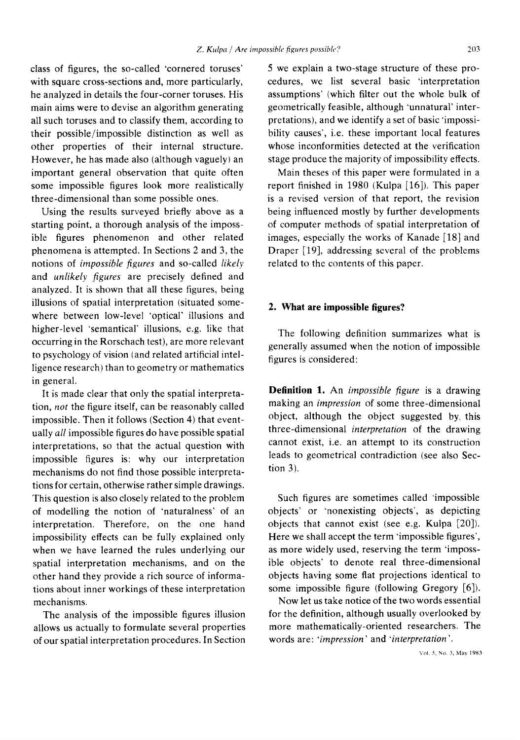class of figures, the so-called 'cornered toruses' with square cross-sections and, more particularly, he analyzed in details the four-corner toruses. His main aims were to devise an algorithm generating all such toruses and to classify them, according to their possible/impossible distinction as well as other properties of their internal structure. However, he has made also (although vaguely) an important general observation that quite often some impossible figures look more realistically three-dimensional than some possible ones.

Using the results surveyed briefly above as a starting point, a thorough analysis of the impossible figures phenomenon and other related phenomena is attempted. In Sections 2 and 3, the notions of *impossible figures* and so-called *likely* and *unlikely figures* are precisely defined and analyzed. It is shown that all these figures, being illusions of spatial interpretation (situated somewhere between low-level 'optical' illusions and higher-level 'semantical' illusions, e.g. like that occurring in the Rorschach test), are more relevant to psychology of vision (and related artificial intelligence research) than to geometry or mathematics in general.

It is made clear that only the spatial interpretation, *not* the figure itself, can be reasonably called impossible. Then it follows (Section 4) that eventually *all* impossible figures do have possible spatial interpretations, so that the actual question with impossible figures is: why our interpretation mechanisms do not find those possible interpretations for certain, otherwise rather simple drawings. This question is also closely related to the problem of modelling the notion of 'naturalness' of an interpretation. Therefore, on the one hand impossibility effects can be fully explained only when we have learned the rules underlying our spatial interpretation mechanisms, and on the other hand they provide a rich source of informations about inner workings of these interpretation mechanisms.

The analysis of the impossible figures illusion allows us actually to formulate several properties of our spatial interpretation procedures. In Section 5 we explain a two-stage structure of these procedures, we list several basic 'interpretation assumptions' (which filter out the whole bulk of geometrically feasible, although 'unnatural' interpretations), and we identify a set of basic 'impossibility causes', i.e. these important local features whose inconformities detected at the verification stage produce the majority of impossibility effects.

Main theses of this paper were formulated in a report finished in 1980 (Kulpa [16]). This paper is a revised version of that report, the revision being influenced mostly by further developments of computer methods of spatial interpretation of images, especially the works of Kanade [18] and Draper [19], addressing several of the problems related to the contents of this paper.

## 2. What are impossible figures?

The following definition summarizes what is generally assumed when the notion of impossible figures is considered:

**Definition 1.** An *impossible figure* is a drawing making an *impression* of some three-dimensional object, although the object suggested by this three-dimensional *interpretation* of the drawing cannot exist, i.e. an attempt to its construction leads to geometrical contradiction (see also Section 3).

Such figures are sometimes called 'impossible objects' or 'nonexisting objects', as depicting objects that cannot exist (see e.g. Kulpa [20]). Here we shall accept the term 'impossible figures', as more widely used, reserving the term 'impossible objects' to denote real three-dimensional objects having some flat projections identical to some impossible figure (following Gregory [6]).

Now let us take notice of the two words essential for the definition, although usually overlooked by more mathematically-oriented researchers. The words are: '*impression*' and '*interpretation*'.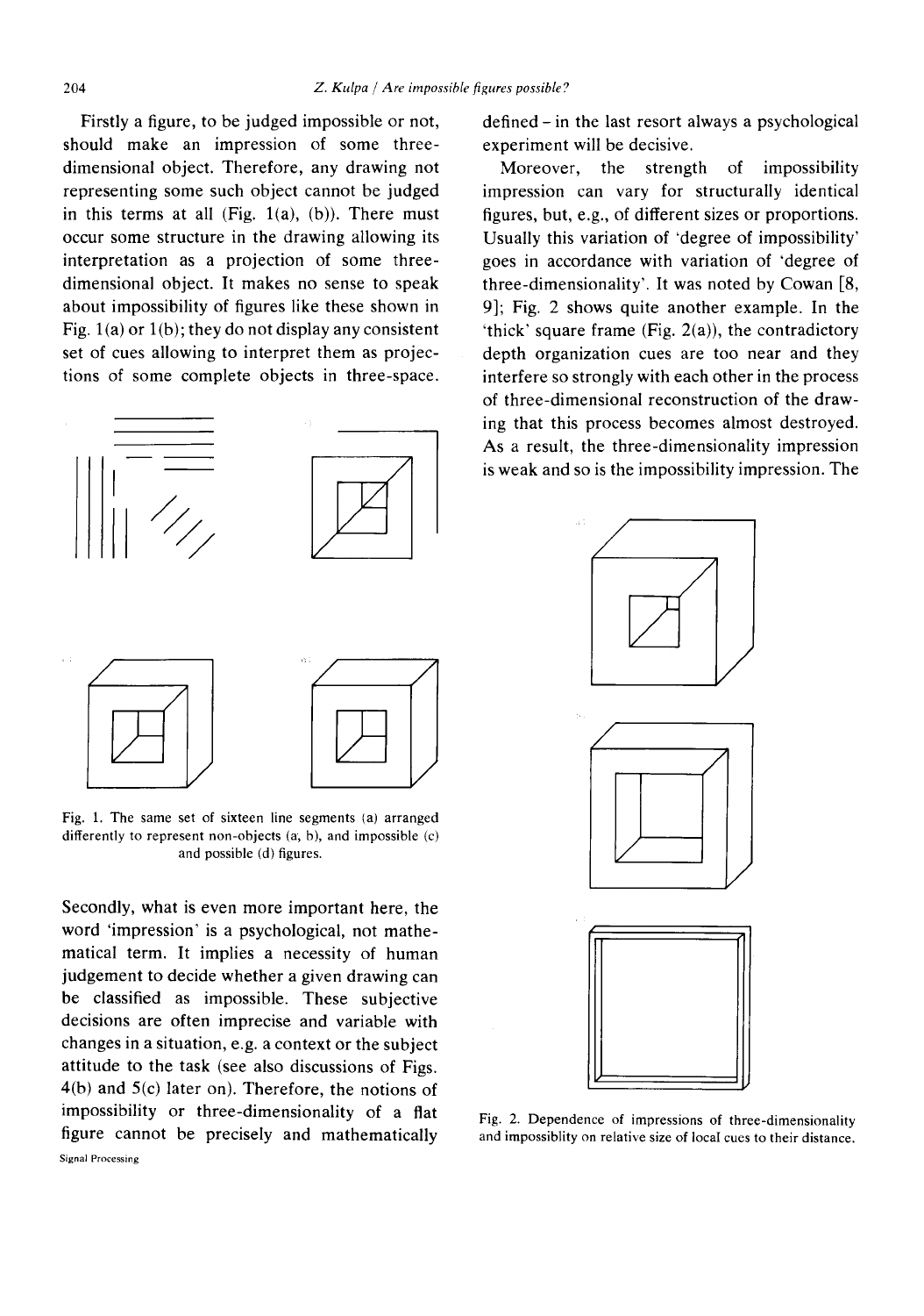Firstly a figure, to be judged impossible or not, should make an impression of some three-dimensional object. Therefore, any drawing not representing some such object cannot be judged in this terms at all (Fig. 1(a), (b)). There must occur some structure in the drawing allowing its interpretation as a projection of some three-dimensional object. It makes no sense to speak about impossibility of figures like these shown in Fig. 1(a) or 1(b); they do not display any consistent set of cues allowing to interpret them as projections of some complete objects in three-space.

Fig. 1. The same set of sixteen line segments (a) arranged differently to represent non-objects (a, b), and impossible (c) and possible (d) figures.

Secondly, what is even more important here, the word 'impression' is a psychological, not mathematical term. It implies a necessity of human judgement to decide whether a given drawing can be classified as impossible. These subjective decisions are often imprecise and variable with changes in a situation, e.g. a context or the subject attitude to the task (see also discussions of Figs. 4(b) and 5(c) later on). Therefore, the notions of impossibility or three-dimensionality of a flat figure cannot be precisely and mathematically defined – in the last resort always a psychological experiment will be decisive.

Moreover, the strength of impossibility impression can vary for structurally identical figures, but, e.g., of different sizes or proportions. Usually this variation of 'degree of impossibility' goes in accordance with variation of 'degree of three-dimensionality'. It was noted by Cowan [8, 9]; Fig. 2 shows quite another example. In the 'thick' square frame (Fig. 2(a)), the contradictory depth organization cues are too near and they interfere so strongly with each other in the process of three-dimensional reconstruction of the drawing that this process becomes almost destroyed. As a result, the three-dimensionality impression is weak and so is the impossibility impression. The

Fig. 2. Dependence of impressions of three-dimensionality and impossiblity on relative size of local cues to their distance.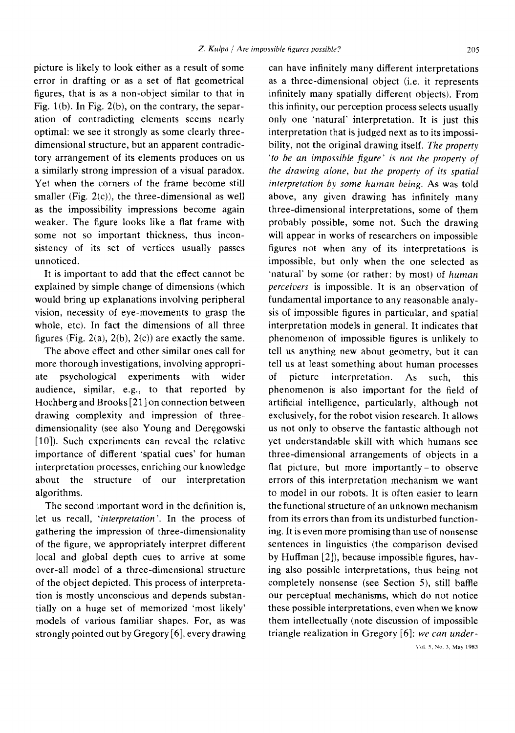picture is likely to look either as a result of some error in drafting or as a set of flat geometrical figures, that is as a non-object similar to that in Fig. 1(b). In Fig. 2(b), on the contrary, the separation of contradicting elements seems nearly optimal: we see it strongly as some clearly three-dimensional structure, but an apparent contradictory arrangement of its elements produces on us a similarly strong impression of a visual paradox. Yet when the corners of the frame become still smaller (Fig. 2(c)), the three-dimensional as well as the impossibility impressions become again weaker. The figure looks like a flat frame with some not so important thickness, thus inconsistency of its set of vertices usually passes unnoticed.

It is important to add that the effect cannot be explained by simple change of dimensions (which would bring up explanations involving peripheral vision, necessity of eye-movements to grasp the whole, etc). In fact the dimensions of all three figures (Fig. 2(a), 2(b), 2(c)) are exactly the same.

The above effect and other similar ones call for more thorough investigations, involving appropriate psychological experiments with wider audience, similar, e.g., to that reported by Hochberg and Brooks [21] on connection between drawing complexity and impression of three-dimensionality (see also Young and Deręgowski [10]). Such experiments can reveal the relative importance of different 'spatial cues' for human interpretation processes, enriching our knowledge about the structure of our interpretation algorithms.

The second important word in the definition is, let us recall, *'interpretation'*. In the process of gathering the impression of three-dimensionality of the figure, we appropriately interpret different local and global depth cues to arrive at some over-all model of a three-dimensional structure of the object depicted. This process of interpretation is mostly unconscious and depends substantially on a huge set of memorized 'most likely' models of various familiar shapes. For, as was strongly pointed out by Gregory [6], every drawing can have infinitely many different interpretations as a three-dimensional object (i.e. it represents infinitely many spatially different objects). From this infinity, our perception process selects usually only one 'natural' interpretation. It is just this interpretation that is judged next as to its impossibility, not the original drawing itself. *The property 'to be an impossible figure' is not the property of the drawing alone, but the property of its spatial interpretation by some human being.* As was told above, any given drawing has infinitely many three-dimensional interpretations, some of them probably possible, some not. Such the drawing will appear in works of researchers on impossible figures not when any of its interpretations is impossible, but only when the one selected as 'natural' by some (or rather: by most) of *human perceivers* is impossible. It is an observation of fundamental importance to any reasonable analysis of impossible figures in particular, and spatial interpretation models in general. It indicates that phenomenon of impossible figures is unlikely to tell us anything new about geometry, but it can tell us at least something about human processes of picture interpretation. As such, this phenomenon is also important for the field of artificial intelligence, particularly, although not exclusively, for the robot vision research. It allows us not only to observe the fantastic although not yet understandable skill with which humans see three-dimensional arrangements of objects in a flat picture, but more importantly – to observe errors of this interpretation mechanism we want to model in our robots. It is often easier to learn the functional structure of an unknown mechanism from its errors than from its undisturbed functioning. It is even more promising than use of nonsense sentences in linguistics (the comparison devised by Huffman [2]), because impossible figures, having also possible interpretations, thus being not completely nonsense (see Section 5), still baffle our perceptual mechanisms, which do not notice these possible interpretations, even when we know them intellectually (note discussion of impossible triangle realization in Gregory [6]: *we can under-*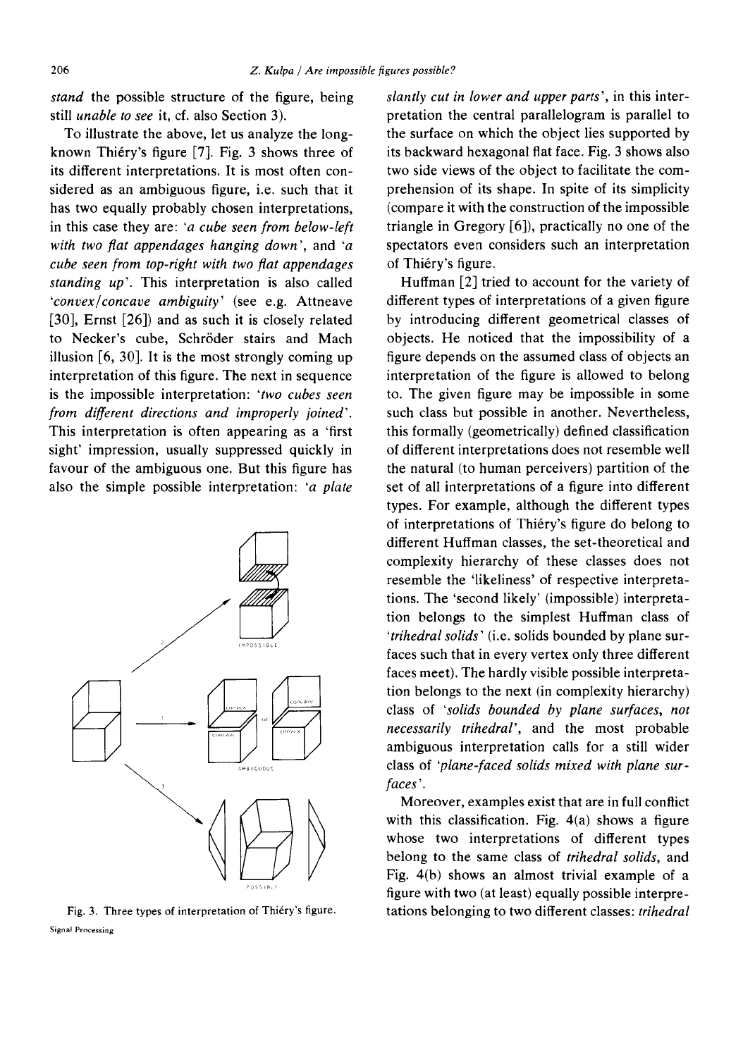*stand* the possible structure of the figure, being still *unable to see* it, cf. also Section 3).

To illustrate the above, let us analyze the long-known Thiéry's figure [7]. Fig. 3 shows three of its different interpretations. It is most often considered as an ambiguous figure, i.e. such that it has two equally probably chosen interpretations, in this case they are: '*a cube seen from below-left with two flat appendages hanging down*', and '*a cube seen from top-right with two flat appendages standing up*'. This interpretation is also called '*convex/concave ambiguity*' (see e.g. Attneave [30], Ernst [26]) and as such it is closely related to Necker's cube, Schröder stairs and Mach illusion [6, 30]. It is the most strongly coming up interpretation of this figure. The next in sequence is the impossible interpretation: '*two cubes seen from different directions and improperly joined*'. This interpretation is often appearing as a 'first sight' impression, usually suppressed quickly in favour of the ambiguous one. But this figure has also the simple possible interpretation: '*a plate slantly cut in lower and upper parts*', in this interpretation the central parallelogram is parallel to the surface on which the object lies supported by its backward hexagonal flat face. Fig. 3 shows also two side views of the object to facilitate the comprehension of its shape. In spite of its simplicity (compare it with the construction of the impossible triangle in Gregory [6]), practically no one of the spectators even considers such an interpretation of Thiéry's figure.

Fig. 3. Three types of interpretation of Thiéry's figure.

Huffman [2] tried to account for the variety of different types of interpretations of a given figure by introducing different geometrical classes of objects. He noticed that the impossibility of a figure depends on the assumed class of objects an interpretation of the figure is allowed to belong to. The given figure may be impossible in some such class but possible in another. Nevertheless, this formally (geometrically) defined classification of different interpretations does not resemble well the natural (to human perceivers) partition of the set of all interpretations of a figure into different types. For example, although the different types of interpretations of Thiéry's figure do belong to different Huffman classes, the set-theoretical and complexity hierarchy of these classes does not resemble the 'likeliness' of respective interpretations. The 'second likely' (impossible) interpretation belongs to the simplest Huffman class of '*trihedral solids*' (i.e. solids bounded by plane surfaces such that in every vertex only three different faces meet). The hardly visible possible interpretation belongs to the next (in complexity hierarchy) class of '*solids bounded by plane surfaces, not necessarily trihedral*', and the most probable ambiguous interpretation calls for a still wider class of '*plane-faced solids mixed with plane surfaces*'.

Moreover, examples exist that are in full conflict with this classification. Fig. 4(a) shows a figure whose two interpretations of different types belong to the same class of *trihedral solids*, and Fig. 4(b) shows an almost trivial example of a figure with two (at least) equally possible interpretations belonging to two different classes: *trihedral*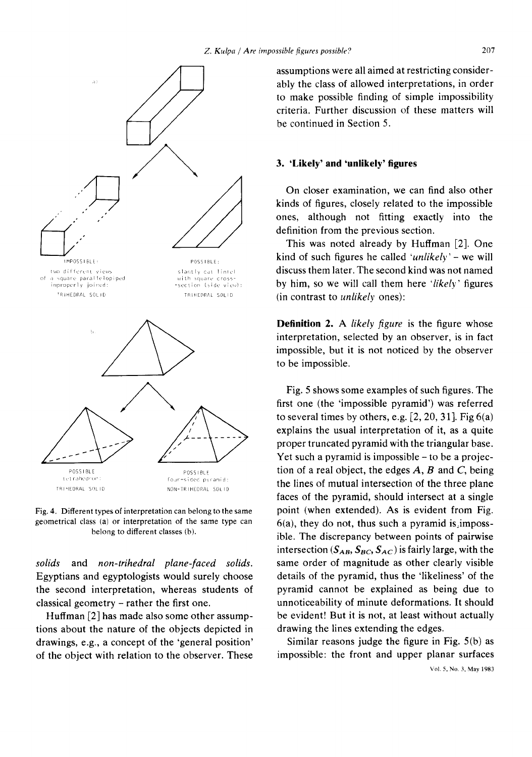IMPOSSIBLE: two different views of a square parallelopiped improperly joined: TRIHEDRAL SOLID

POSSIBLE: slantly cut lintel with square cross-section (side view): TRIHEDRAL SOLID

POSSIBLE tetrahedron: TRIHEDRAL SOLID

POSSIBLE four-sided pyramid: NON-TRIHEDRAL SOLID

Fig. 4. Different types of interpretation can belong to the same geometrical class (a) or interpretation of the same type can belong to different classes (b).

*solids* and *non-trihedral plane-faced solids*. Egyptians and egyptologists would surely choose the second interpretation, whereas students of classical geometry – rather the first one.

Huffman [2] has made also some other assumptions about the nature of the objects depicted in drawings, e.g., a concept of the 'general position' of the object with relation to the observer. These assumptions were all aimed at restricting considerably the class of allowed interpretations, in order to make possible finding of simple impossibility criteria. Further discussion of these matters will be continued in Section 5.

## 3. 'Likely' and 'unlikely' figures

On closer examination, we can find also other kinds of figures, closely related to the impossible ones, although not fitting exactly into the definition from the previous section.

This was noted already by Huffman [2]. One kind of such figures he called *'unlikely'* – we will discuss them later. The second kind was not named by him, so we will call them here *'likely'* figures (in contrast to *unlikely* ones):

**Definition 2.** A *likely figure* is the figure whose interpretation, selected by an observer, is in fact impossible, but it is not noticed by the observer to be impossible.

Fig. 5 shows some examples of such figures. The first one (the 'impossible pyramid') was referred to several times by others, e.g. [2, 20, 31]. Fig 6(a) explains the usual interpretation of it, as a quite proper truncated pyramid with the triangular base. Yet such a pyramid is impossible – to be a projection of a real object, the edges $A$, $B$ and $C$, being the lines of mutual intersection of the three plane faces of the pyramid, should intersect at a single point (when extended). As is evident from Fig. 6(a), they do not, thus such a pyramid is impossible. The discrepancy between points of pairwise intersection ($S_{AB}$, $S_{BC}$, $S_{AC}$) is fairly large, with the same order of magnitude as other clearly visible details of the pyramid, thus the 'likeliness' of the pyramid cannot be explained as being due to unnoticeability of minute deformations. It should be evident! But it is not, at least without actually drawing the lines extending the edges.

Similar reasons judge the figure in Fig. 5(b) as impossible: the front and upper planar surfaces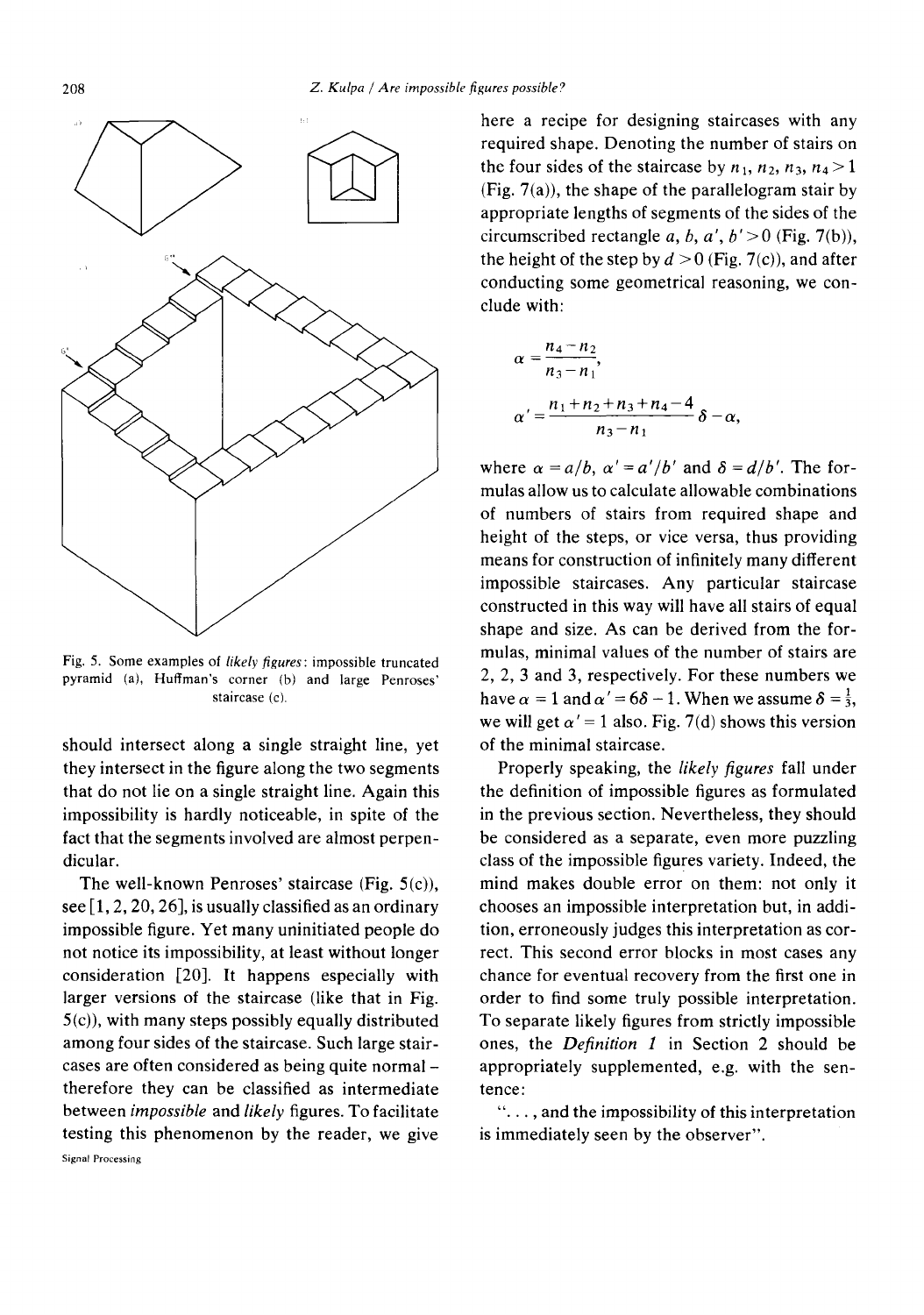Fig. 5. Some examples of *likely figures*: impossible truncated pyramid (a), Huffman's corner (b) and large Penroses' staircase (c).

should intersect along a single straight line, yet they intersect in the figure along the two segments that do not lie on a single straight line. Again this impossibility is hardly noticeable, in spite of the fact that the segments involved are almost perpendicular.

The well-known Penroses' staircase (Fig. 5(c)), see [1, 2, 20, 26], is usually classified as an ordinary impossible figure. Yet many uninitiated people do not notice its impossibility, at least without longer consideration [20]. It happens especially with larger versions of the staircase (like that in Fig. 5(c)), with many steps possibly equally distributed among four sides of the staircase. Such large staircases are often considered as being quite normal – therefore they can be classified as intermediate between *impossible* and *likely* figures. To facilitate testing this phenomenon by the reader, we give here a recipe for designing staircases with any required shape. Denoting the number of stairs on the four sides of the staircase by $n_1, n_2, n_3, n_4 > 1$ (Fig. 7(a)), the shape of the parallelogram stair by appropriate lengths of segments of the sides of the circumscribed rectangle $a, b, a', b' > 0$ (Fig. 7(b)), the height of the step by $d > 0$ (Fig. 7(c)), and after conducting some geometrical reasoning, we conclude with:

$$\alpha = \frac{n_4 - n_2}{n_3 - n_1},$$

$$\alpha' = \frac{n_1 + n_2 + n_3 + n_4 - 4}{n_3 - n_1}\,\delta - \alpha,$$

where $\alpha = a/b$, $\alpha' = a'/b'$ and $\delta = d/b'$. The formulas allow us to calculate allowable combinations of numbers of stairs from required shape and height of the steps, or vice versa, thus providing means for construction of infinitely many different impossible staircases. Any particular staircase constructed in this way will have all stairs of equal shape and size. As can be derived from the formulas, minimal values of the number of stairs are 2, 2, 3 and 3, respectively. For these numbers we have $\alpha = 1$ and $\alpha' = 6\delta - 1$. When we assume $\delta = \frac{1}{3}$, we will get $\alpha' = 1$ also. Fig. 7(d) shows this version of the minimal staircase.

Properly speaking, the *likely figures* fall under the definition of impossible figures as formulated in the previous section. Nevertheless, they should be considered as a separate, even more puzzling class of the impossible figures variety. Indeed, the mind makes double error on them: not only it chooses an impossible interpretation but, in addition, erroneously judges this interpretation as correct. This second error blocks in most cases any chance for eventual recovery from the first one in order to find some truly possible interpretation. To separate likely figures from strictly impossible ones, the *Definition 1* in Section 2 should be appropriately supplemented, e.g. with the sentence:

"..., and the impossibility of this interpretation is immediately seen by the observer".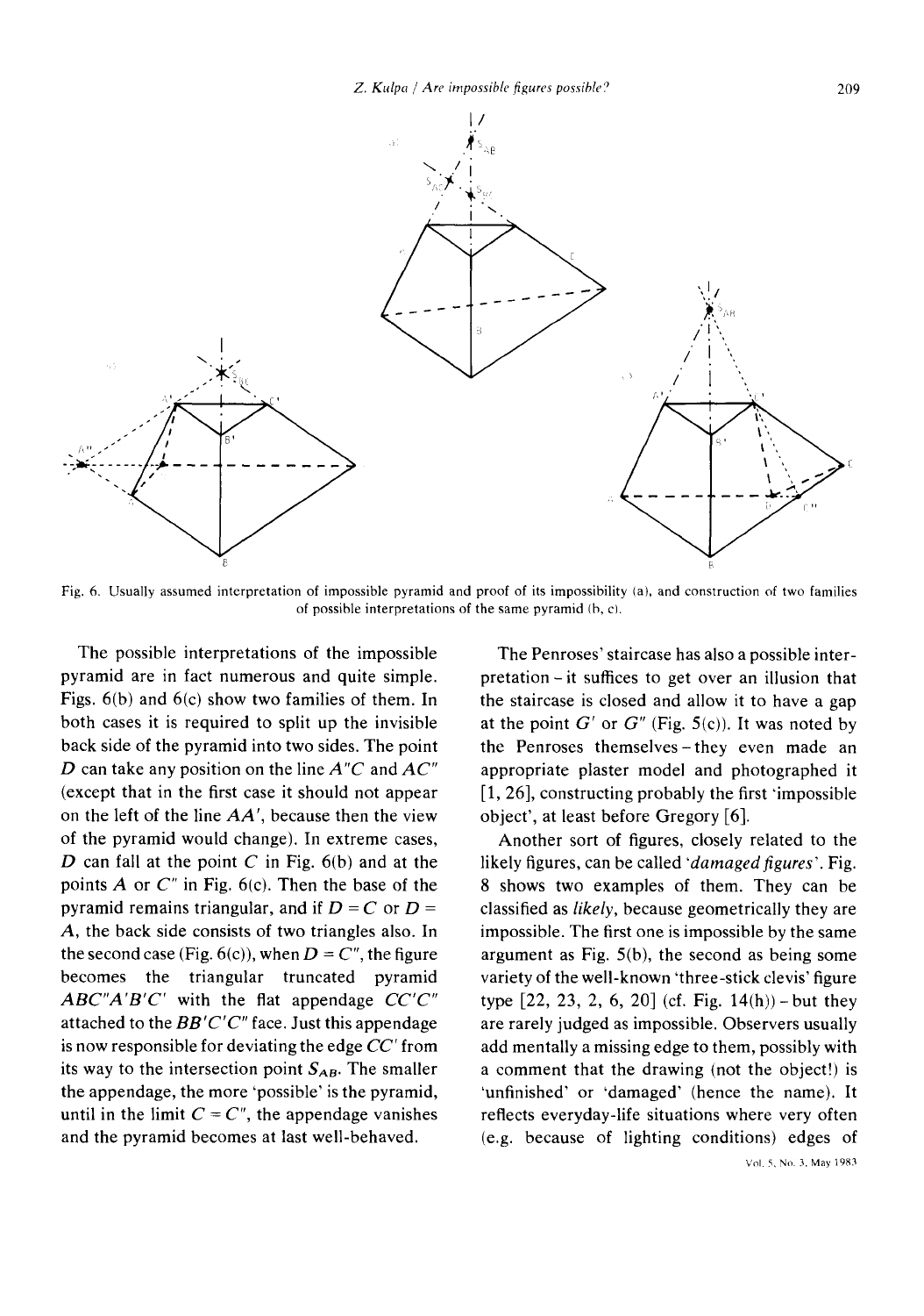Fig. 6. Usually assumed interpretation of impossible pyramid and proof of its impossibility (a), and construction of two families of possible interpretations of the same pyramid (b, c).

The possible interpretations of the impossible pyramid are in fact numerous and quite simple. Figs. 6(b) and 6(c) show two families of them. In both cases it is required to split up the invisible back side of the pyramid into two sides. The point $D$ can take any position on the line $A''C$ and $AC''$ (except that in the first case it should not appear on the left of the line $AA'$, because then the view of the pyramid would change). In extreme cases, $D$ can fall at the point $C$ in Fig. 6(b) and at the points $A$ or $C''$ in Fig. 6(c). Then the base of the pyramid remains triangular, and if $D = C$ or $D = A$, the back side consists of two triangles also. In the second case (Fig. 6(c)), when $D = C''$, the figure becomes the triangular truncated pyramid $ABC''A'B'C'$ with the flat appendage $CC'C''$ attached to the $BB'C'C''$ face. Just this appendage is now responsible for deviating the edge $CC'$ from its way to the intersection point $S_{AB}$. The smaller the appendage, the more 'possible' is the pyramid, until in the limit $C = C''$, the appendage vanishes and the pyramid becomes at last well-behaved.

The Penroses' staircase has also a possible interpretation – it suffices to get over an illusion that the staircase is closed and allow it to have a gap at the point $G'$ or $G''$ (Fig. 5(c)). It was noted by the Penroses themselves – they even made an appropriate plaster model and photographed it [1, 26], constructing probably the first 'impossible object', at least before Gregory [6].

Another sort of figures, closely related to the likely figures, can be called '*damaged figures*'. Fig. 8 shows two examples of them. They can be classified as *likely*, because geometrically they are impossible. The first one is impossible by the same argument as Fig. 5(b), the second as being some variety of the well-known 'three-stick clevis' figure type [22, 23, 2, 6, 20] (cf. Fig. 14(h)) – but they are rarely judged as impossible. Observers usually add mentally a missing edge to them, possibly with a comment that the drawing (not the object!) is 'unfinished' or 'damaged' (hence the name). It reflects everyday-life situations where very often (e.g. because of lighting conditions) edges of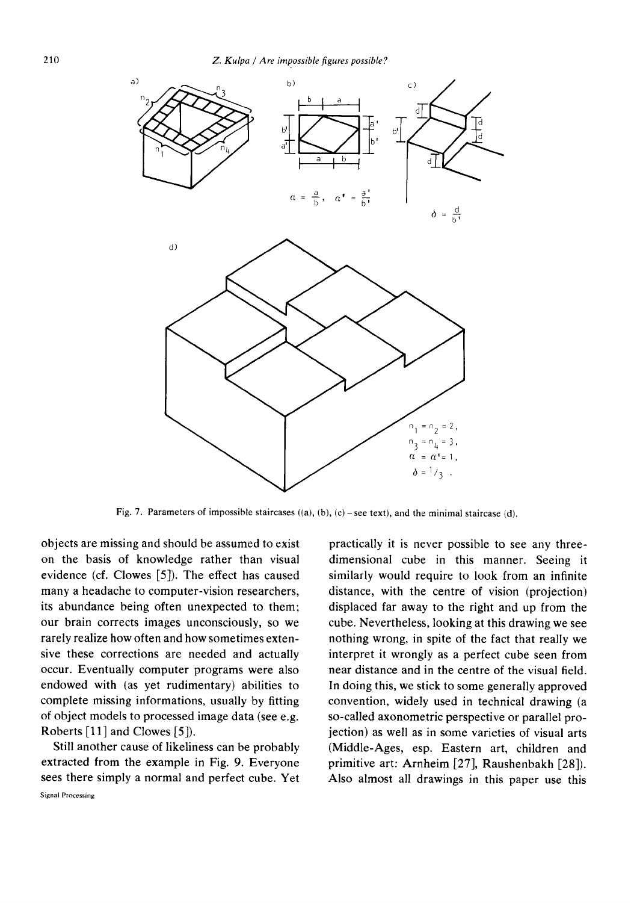Fig. 7. Parameters of impossible staircases ((a), (b), (c) – see text), and the minimal staircase (d).

objects are missing and should be assumed to exist on the basis of knowledge rather than visual evidence (cf. Clowes [5]). The effect has caused many a headache to computer-vision researchers, its abundance being often unexpected to them; our brain corrects images unconsciously, so we rarely realize how often and how sometimes extensive these corrections are needed and actually occur. Eventually computer programs were also endowed with (as yet rudimentary) abilities to complete missing informations, usually by fitting of object models to processed image data (see e.g. Roberts [11] and Clowes [5]).

Still another cause of likeliness can be probably extracted from the example in Fig. 9. Everyone sees there simply a normal and perfect cube. Yet practically it is never possible to see any three-dimensional cube in this manner. Seeing it similarly would require to look from an infinite distance, with the centre of vision (projection) displaced far away to the right and up from the cube. Nevertheless, looking at this drawing we see nothing wrong, in spite of the fact that really we interpret it wrongly as a perfect cube seen from near distance and in the centre of the visual field. In doing this, we stick to some generally approved convention, widely used in technical drawing (a so-called axonometric perspective or parallel projection) as well as in some varieties of visual arts (Middle-Ages, esp. Eastern art, children and primitive art: Arnheim [27], Raushenbakh [28]). Also almost all drawings in this paper use this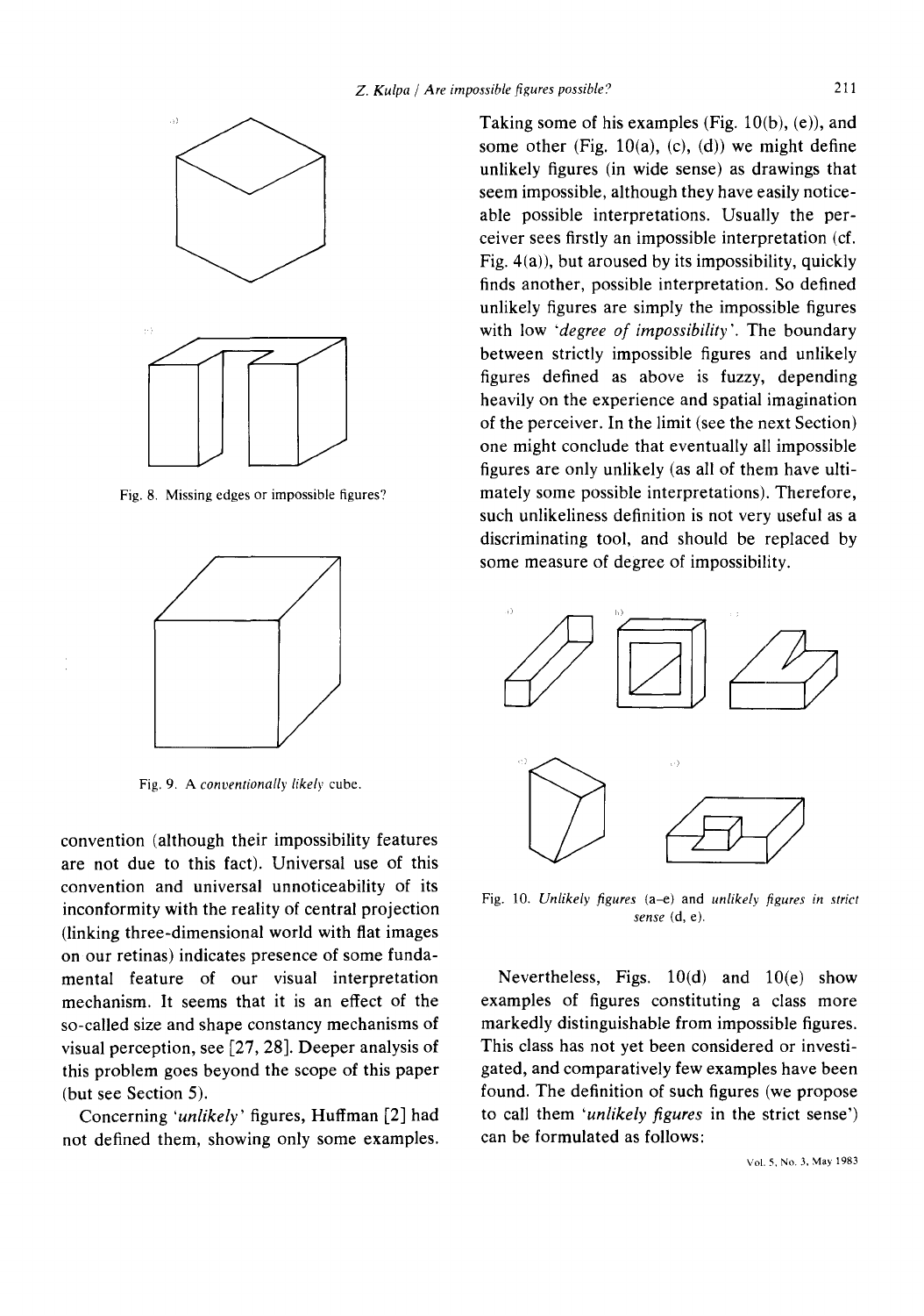Fig. 8. Missing edges or impossible figures?

Fig. 9. A *conventionally likely* cube.

convention (although their impossibility features are not due to this fact). Universal use of this convention and universal unnoticeability of its inconformity with the reality of central projection (linking three-dimensional world with flat images on our retinas) indicates presence of some fundamental feature of our visual interpretation mechanism. It seems that it is an effect of the so-called size and shape constancy mechanisms of visual perception, see [27, 28]. Deeper analysis of this problem goes beyond the scope of this paper (but see Section 5).

Concerning '*unlikely*' figures, Huffman [2] had not defined them, showing only some examples. Taking some of his examples (Fig. 10(b), (e)), and some other (Fig. 10(a), (c), (d)) we might define unlikely figures (in wide sense) as drawings that seem impossible, although they have easily noticeable possible interpretations. Usually the perceiver sees firstly an impossible interpretation (cf. Fig. 4(a)), but aroused by its impossibility, quickly finds another, possible interpretation. So defined unlikely figures are simply the impossible figures with low '*degree of impossibility*'. The boundary between strictly impossible figures and unlikely figures defined as above is fuzzy, depending heavily on the experience and spatial imagination of the perceiver. In the limit (see the next Section) one might conclude that eventually all impossible figures are only unlikely (as all of them have ultimately some possible interpretations). Therefore, such unlikeliness definition is not very useful as a discriminating tool, and should be replaced by some measure of degree of impossibility.

Fig. 10. *Unlikely figures* (a–e) and *unlikely figures in strict sense* (d, e).

Nevertheless, Figs. 10(d) and 10(e) show examples of figures constituting a class more markedly distinguishable from impossible figures. This class has not yet been considered or investigated, and comparatively few examples have been found. The definition of such figures (we propose to call them '*unlikely figures* in the strict sense') can be formulated as follows: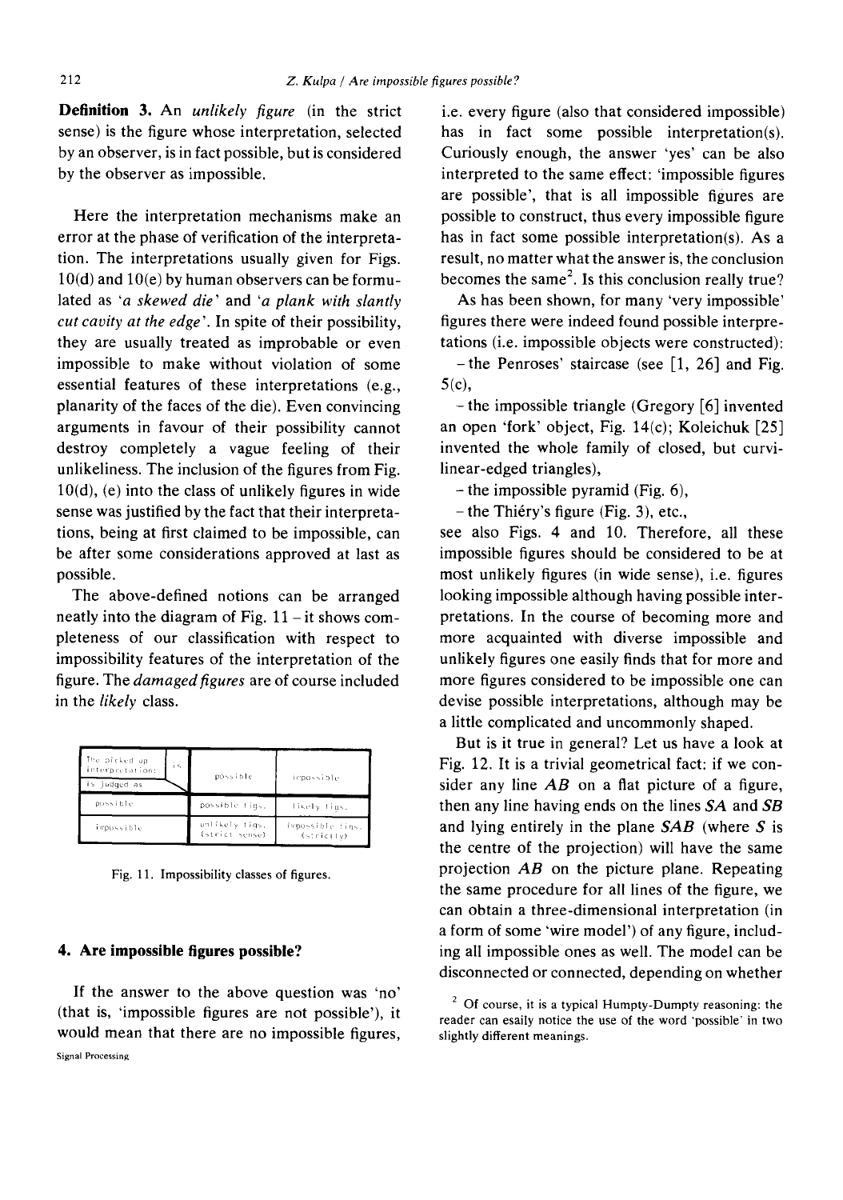**Definition 3.** An *unlikely figure* (in the strict sense) is the figure whose interpretation, selected by an observer, is in fact possible, but is considered by the observer as impossible.

Here the interpretation mechanisms make an error at the phase of verification of the interpretation. The interpretations usually given for Figs. 10(d) and 10(e) by human observers can be formulated as '*a skewed die*' and '*a plank with slantly cut cavity at the edge*'. In spite of their possibility, they are usually treated as improbable or even impossible to make without violation of some essential features of these interpretations (e.g., planarity of the faces of the die). Even convincing arguments in favour of their possibility cannot destroy completely a vague feeling of their unlikeliness. The inclusion of the figures from Fig. 10(d), (e) into the class of unlikely figures in wide sense was justified by the fact that their interpretations, being at first claimed to be impossible, can be after some considerations approved at last as possible.

The above-defined notions can be arranged neatly into the diagram of Fig. 11 – it shows completeness of our classification with respect to impossibility features of the interpretation of the figure. The *damaged figures* are of course included in the *likely* class.

| The picked up interpretation: is / is judged as | possible | impossible |
|---|---|---|
| possible | possible figs. | likely figs. |
| impossible | unlikely figs. (strict sense) | impossible figs. (strictly) |

Fig. 11. Impossibility classes of figures.

## 4. Are impossible figures possible?

If the answer to the above question was 'no' (that is, 'impossible figures are not possible'), it would mean that there are no impossible figures, i.e. every figure (also that considered impossible) has in fact some possible interpretation(s). Curiously enough, the answer 'yes' can be also interpreted to the same effect: 'impossible figures are possible', that is all impossible figures are possible to construct, thus every impossible figure has in fact some possible interpretation(s). As a result, no matter what the answer is, the conclusion becomes the same[2]. Is this conclusion really true?

As has been shown, for many 'very impossible' figures there were indeed found possible interpretations (i.e. impossible objects were constructed):

- the Penroses' staircase (see [1, 26] and Fig. 5(c),
- the impossible triangle (Gregory [6] invented an open 'fork' object, Fig. 14(c); Koleichuk [25] invented the whole family of closed, but curvilinear-edged triangles),
- the impossible pyramid (Fig. 6),
- the Thiéry's figure (Fig. 3), etc.,

see also Figs. 4 and 10. Therefore, all these impossible figures should be considered to be at most unlikely figures (in wide sense), i.e. figures looking impossible although having possible interpretations. In the course of becoming more and more acquainted with diverse impossible and unlikely figures one easily finds that for more and more figures considered to be impossible one can devise possible interpretations, although may be a little complicated and uncommonly shaped.

But is it true in general? Let us have a look at Fig. 12. It is a trivial geometrical fact: if we consider any line $AB$ on a flat picture of a figure, then any line having ends on the lines $SA$ and $SB$ and lying entirely in the plane $SAB$ (where $S$ is the centre of the projection) will have the same projection $AB$ on the picture plane. Repeating the same procedure for all lines of the figure, we can obtain a three-dimensional interpretation (in a form of some 'wire model') of any figure, including all impossible ones as well. The model can be disconnected or connected, depending on whether

[2] Of course, it is a typical Humpty-Dumpty reasoning: the reader can easily notice the use of the word 'possible' in two slightly different meanings.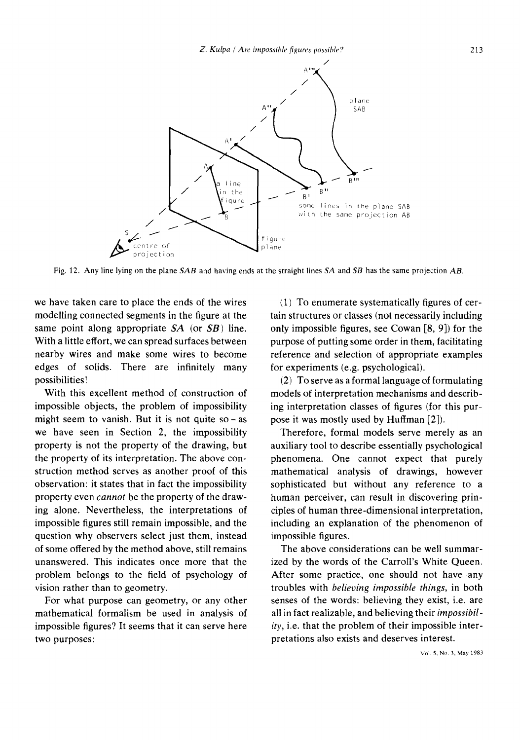Fig. 12. Any line lying on the plane $SAB$ and having ends at the straight lines $SA$ and $SB$ has the same projection $AB$.

we have taken care to place the ends of the wires modelling connected segments in the figure at the same point along appropriate $SA$ (or $SB$) line. With a little effort, we can spread surfaces between nearby wires and make some wires to become edges of solids. There are infinitely many possibilities!

With this excellent method of construction of impossible objects, the problem of impossibility might seem to vanish. But it is not quite so – as we have seen in Section 2, the impossibility property is not the property of the drawing, but the property of its interpretation. The above construction method serves as another proof of this observation: it states that in fact the impossibility property even *cannot* be the property of the drawing alone. Nevertheless, the interpretations of impossible figures still remain impossible, and the question why observers select just them, instead of some offered by the method above, still remains unanswered. This indicates once more that the problem belongs to the field of psychology of vision rather than to geometry.

For what purpose can geometry, or any other mathematical formalism be used in analysis of impossible figures? It seems that it can serve here two purposes:

(1) To enumerate systematically figures of certain structures or classes (not necessarily including only impossible figures, see Cowan [8, 9]) for the purpose of putting some order in them, facilitating reference and selection of appropriate examples for experiments (e.g. psychological).

(2) To serve as a formal language of formulating models of interpretation mechanisms and describing interpretation classes of figures (for this purpose it was mostly used by Huffman [2]).

Therefore, formal models serve merely as an auxiliary tool to describe essentially psychological phenomena. One cannot expect that purely mathematical analysis of drawings, however sophisticated but without any reference to a human perceiver, can result in discovering principles of human three-dimensional interpretation, including an explanation of the phenomenon of impossible figures.

The above considerations can be well summarized by the words of the Carroll's White Queen. After some practice, one should not have any troubles with *believing impossible things*, in both senses of the words: believing they exist, i.e. are all in fact realizable, and believing their *impossibility*, i.e. that the problem of their impossible interpretations also exists and deserves interest.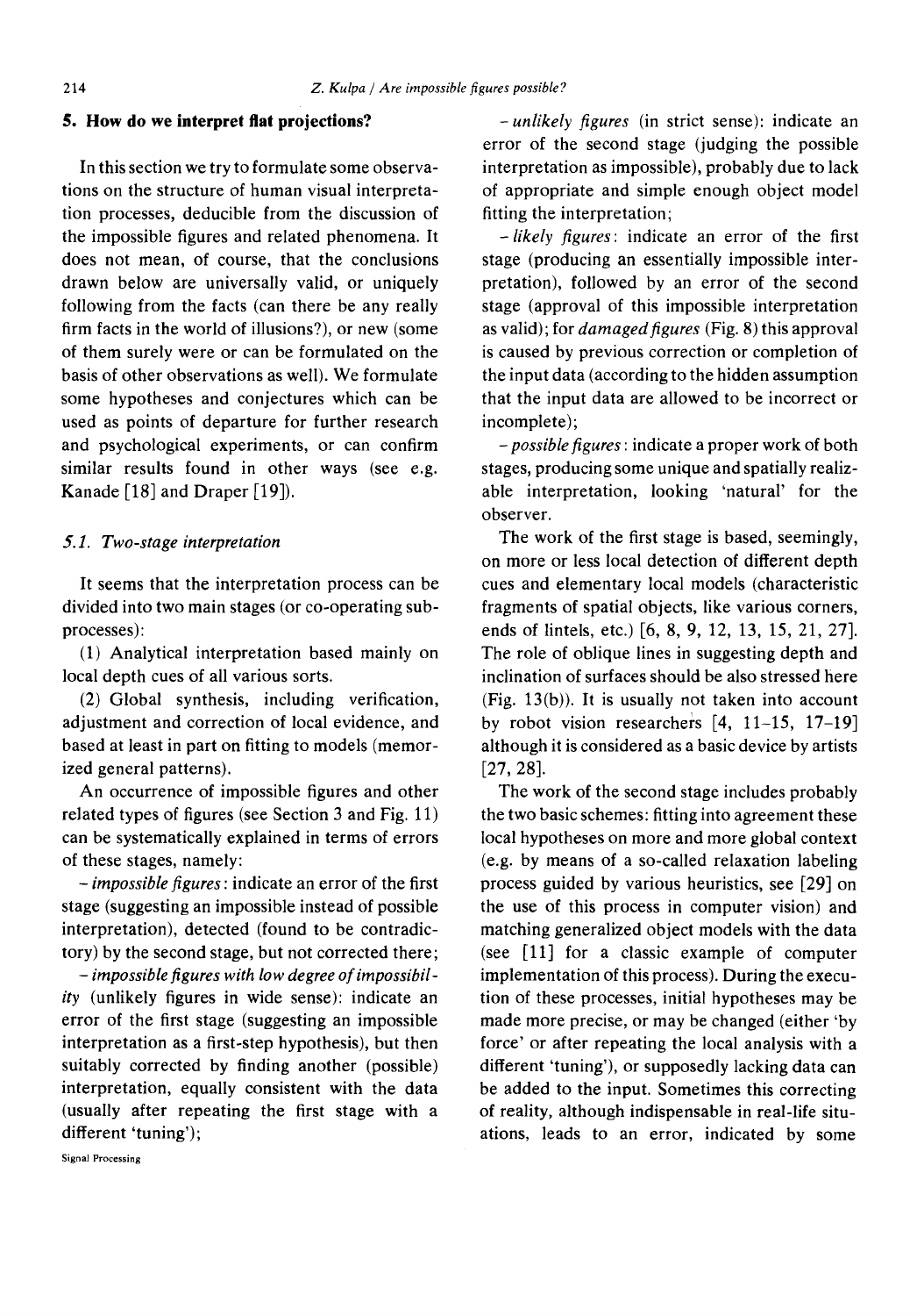## 5. How do we interpret flat projections?

In this section we try to formulate some observations on the structure of human visual interpretation processes, deducible from the discussion of the impossible figures and related phenomena. It does not mean, of course, that the conclusions drawn below are universally valid, or uniquely following from the facts (can there be any really firm facts in the world of illusions?), or new (some of them surely were or can be formulated on the basis of other observations as well). We formulate some hypotheses and conjectures which can be used as points of departure for further research and psychological experiments, or can confirm similar results found in other ways (see e.g. Kanade [18] and Draper [19]).

### 5.1. Two-stage interpretation

It seems that the interpretation process can be divided into two main stages (or co-operating subprocesses):

(1) Analytical interpretation based mainly on local depth cues of all various sorts.

(2) Global synthesis, including verification, adjustment and correction of local evidence, and based at least in part on fitting to models (memorized general patterns).

An occurrence of impossible figures and other related types of figures (see Section 3 and Fig. 11) can be systematically explained in terms of errors of these stages, namely:

– *impossible figures*: indicate an error of the first stage (suggesting an impossible instead of possible interpretation), detected (found to be contradictory) by the second stage, but not corrected there;

– *impossible figures with low degree of impossibility* (unlikely figures in wide sense): indicate an error of the first stage (suggesting an impossible interpretation as a first-step hypothesis), but then suitably corrected by finding another (possible) interpretation, equally consistent with the data (usually after repeating the first stage with a different 'tuning');

– *unlikely figures* (in strict sense): indicate an error of the second stage (judging the possible interpretation as impossible), probably due to lack of appropriate and simple enough object model fitting the interpretation;

– *likely figures*: indicate an error of the first stage (producing an essentially impossible interpretation), followed by an error of the second stage (approval of this impossible interpretation as valid); for *damaged figures* (Fig. 8) this approval is caused by previous correction or completion of the input data (according to the hidden assumption that the input data are allowed to be incorrect or incomplete);

– *possible figures*: indicate a proper work of both stages, producing some unique and spatially realizable interpretation, looking 'natural' for the observer.

The work of the first stage is based, seemingly, on more or less local detection of different depth cues and elementary local models (characteristic fragments of spatial objects, like various corners, ends of lintels, etc.) [6, 8, 9, 12, 13, 15, 21, 27]. The role of oblique lines in suggesting depth and inclination of surfaces should be also stressed here (Fig. 13(b)). It is usually not taken into account by robot vision researchers [4, 11–15, 17–19] although it is considered as a basic device by artists [27, 28].

The work of the second stage includes probably the two basic schemes: fitting into agreement these local hypotheses on more and more global context (e.g. by means of a so-called relaxation labeling process guided by various heuristics, see [29] on the use of this process in computer vision) and matching generalized object models with the data (see [11] for a classic example of computer implementation of this process). During the execution of these processes, initial hypotheses may be made more precise, or may be changed (either 'by force' or after repeating the local analysis with a different 'tuning'), or supposedly lacking data can be added to the input. Sometimes this correcting of reality, although indispensable in real-life situations, leads to an error, indicated by some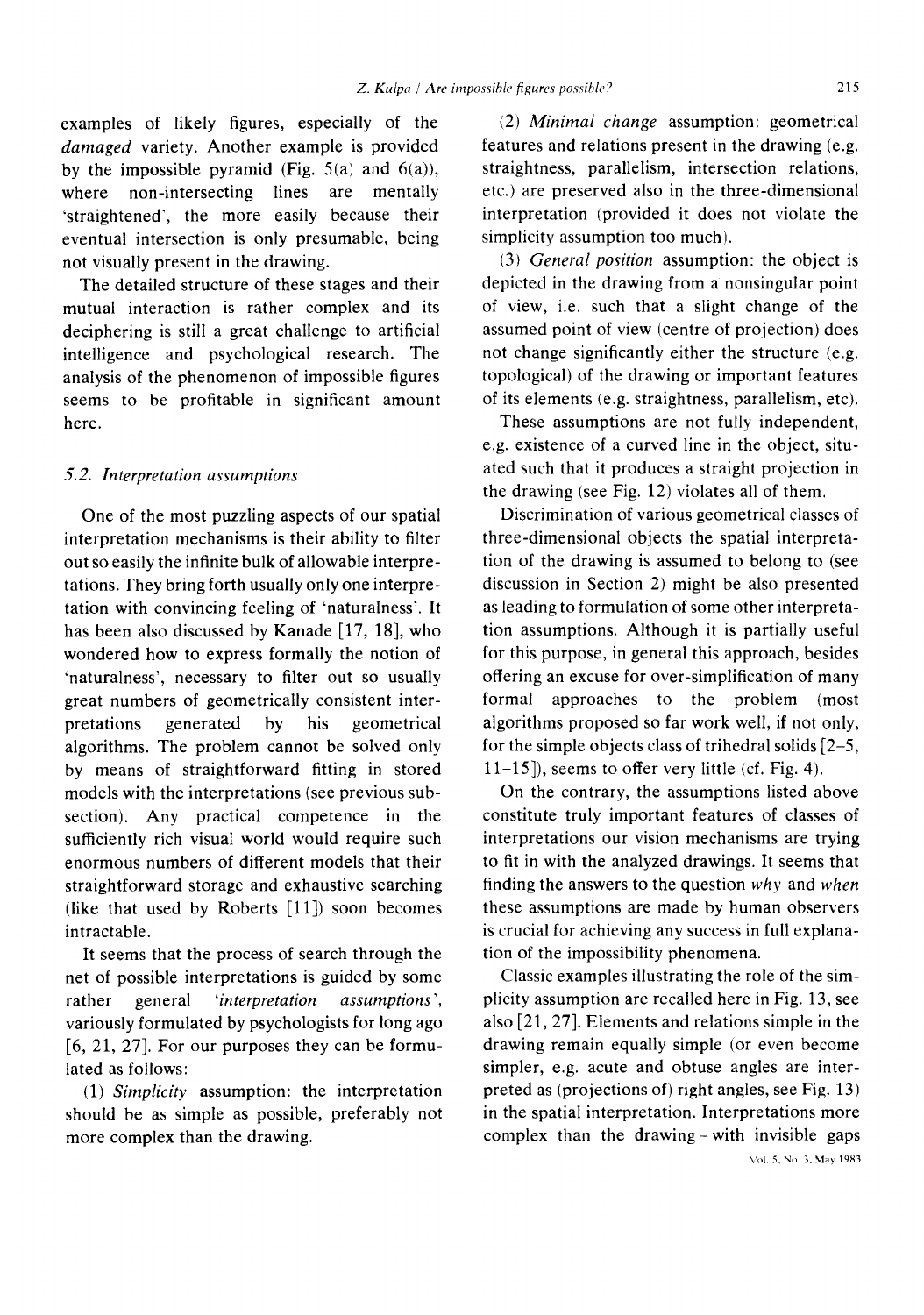examples of likely figures, especially of the *damaged* variety. Another example is provided by the impossible pyramid (Fig. 5(a) and 6(a)), where non-intersecting lines are mentally 'straightened', the more easily because their eventual intersection is only presumable, being not visually present in the drawing.

The detailed structure of these stages and their mutual interaction is rather complex and its deciphering is still a great challenge to artificial intelligence and psychological research. The analysis of the phenomenon of impossible figures seems to be profitable in significant amount here.

### *5.2. Interpretation assumptions*

One of the most puzzling aspects of our spatial interpretation mechanisms is their ability to filter out so easily the infinite bulk of allowable interpretations. They bring forth usually only one interpretation with convincing feeling of 'naturalness'. It has been also discussed by Kanade [17, 18], who wondered how to express formally the notion of 'naturalness', necessary to filter out so usually great numbers of geometrically consistent interpretations generated by his geometrical algorithms. The problem cannot be solved only by means of straightforward fitting in stored models with the interpretations (see previous subsection). Any practical competence in the sufficiently rich visual world would require such enormous numbers of different models that their straightforward storage and exhaustive searching (like that used by Roberts [11]) soon becomes intractable.

It seems that the process of search through the net of possible interpretations is guided by some rather general *'interpretation assumptions'*, variously formulated by psychologists for long ago [6, 21, 27]. For our purposes they can be formulated as follows:

(1) *Simplicity* assumption: the interpretation should be as simple as possible, preferably not more complex than the drawing.

(2) *Minimal change* assumption: geometrical features and relations present in the drawing (e.g. straightness, parallelism, intersection relations, etc.) are preserved also in the three-dimensional interpretation (provided it does not violate the simplicity assumption too much).

(3) *General position* assumption: the object is depicted in the drawing from a nonsingular point of view, i.e. such that a slight change of the assumed point of view (centre of projection) does not change significantly either the structure (e.g. topological) of the drawing or important features of its elements (e.g. straightness, parallelism, etc).

These assumptions are not fully independent, e.g. existence of a curved line in the object, situated such that it produces a straight projection in the drawing (see Fig. 12) violates all of them.

Discrimination of various geometrical classes of three-dimensional objects the spatial interpretation of the drawing is assumed to belong to (see discussion in Section 2) might be also presented as leading to formulation of some other interpretation assumptions. Although it is partially useful for this purpose, in general this approach, besides offering an excuse for over-simplification of many formal approaches to the problem (most algorithms proposed so far work well, if not only, for the simple objects class of trihedral solids [2–5, 11–15]), seems to offer very little (cf. Fig. 4).

On the contrary, the assumptions listed above constitute truly important features of classes of interpretations our vision mechanisms are trying to fit in with the analyzed drawings. It seems that finding the answers to the question *why* and *when* these assumptions are made by human observers is crucial for achieving any success in full explanation of the impossibility phenomena.

Classic examples illustrating the role of the simplicity assumption are recalled here in Fig. 13, see also [21, 27]. Elements and relations simple in the drawing remain equally simple (or even become simpler, e.g. acute and obtuse angles are interpreted as (projections of) right angles, see Fig. 13) in the spatial interpretation. Interpretations more complex than the drawing – with invisible gaps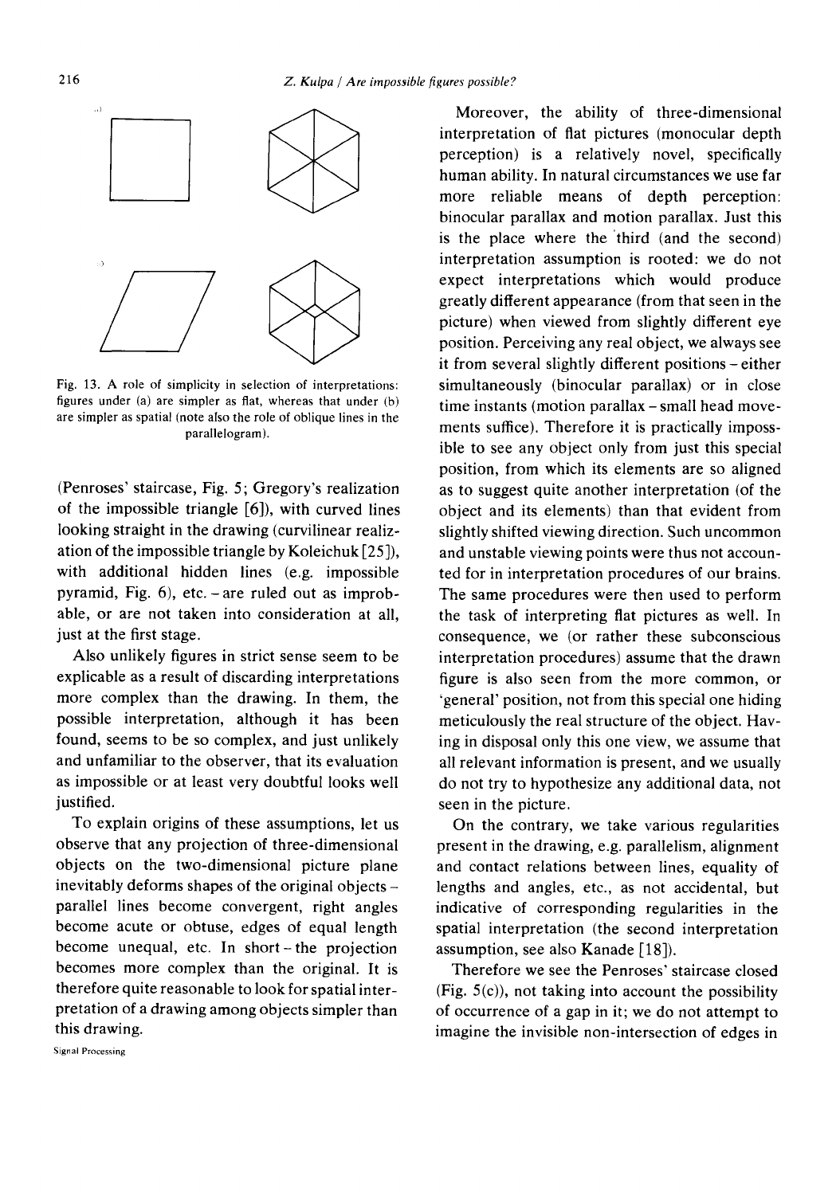Fig. 13. A role of simplicity in selection of interpretations: figures under (a) are simpler as flat, whereas that under (b) are simpler as spatial (note also the role of oblique lines in the parallelogram).

(Penroses' staircase, Fig. 5; Gregory's realization of the impossible triangle [6]), with curved lines looking straight in the drawing (curvilinear realization of the impossible triangle by Koleichuk [25]), with additional hidden lines (e.g. impossible pyramid, Fig. 6), etc. – are ruled out as improbable, or are not taken into consideration at all, just at the first stage.

Also unlikely figures in strict sense seem to be explicable as a result of discarding interpretations more complex than the drawing. In them, the possible interpretation, although it has been found, seems to be so complex, and just unlikely and unfamiliar to the observer, that its evaluation as impossible or at least very doubtful looks well justified.

To explain origins of these assumptions, let us observe that any projection of three-dimensional objects on the two-dimensional picture plane inevitably deforms shapes of the original objects – parallel lines become convergent, right angles become acute or obtuse, edges of equal length become unequal, etc. In short – the projection becomes more complex than the original. It is therefore quite reasonable to look for spatial interpretation of a drawing among objects simpler than this drawing.

Moreover, the ability of three-dimensional interpretation of flat pictures (monocular depth perception) is a relatively novel, specifically human ability. In natural circumstances we use far more reliable means of depth perception: binocular parallax and motion parallax. Just this is the place where the third (and the second) interpretation assumption is rooted: we do not expect interpretations which would produce greatly different appearance (from that seen in the picture) when viewed from slightly different eye position. Perceiving any real object, we always see it from several slightly different positions – either simultaneously (binocular parallax) or in close time instants (motion parallax – small head movements suffice). Therefore it is practically impossible to see any object only from just this special position, from which its elements are so aligned as to suggest quite another interpretation (of the object and its elements) than that evident from slightly shifted viewing direction. Such uncommon and unstable viewing points were thus not accounted for in interpretation procedures of our brains. The same procedures were then used to perform the task of interpreting flat pictures as well. In consequence, we (or rather these subconscious interpretation procedures) assume that the drawn figure is also seen from the more common, or 'general' position, not from this special one hiding meticulously the real structure of the object. Having in disposal only this one view, we assume that all relevant information is present, and we usually do not try to hypothesize any additional data, not seen in the picture.

On the contrary, we take various regularities present in the drawing, e.g. parallelism, alignment and contact relations between lines, equality of lengths and angles, etc., as not accidental, but indicative of corresponding regularities in the spatial interpretation (the second interpretation assumption, see also Kanade [18]).

Therefore we see the Penroses' staircase closed (Fig. 5(c)), not taking into account the possibility of occurrence of a gap in it; we do not attempt to imagine the invisible non-intersection of edges in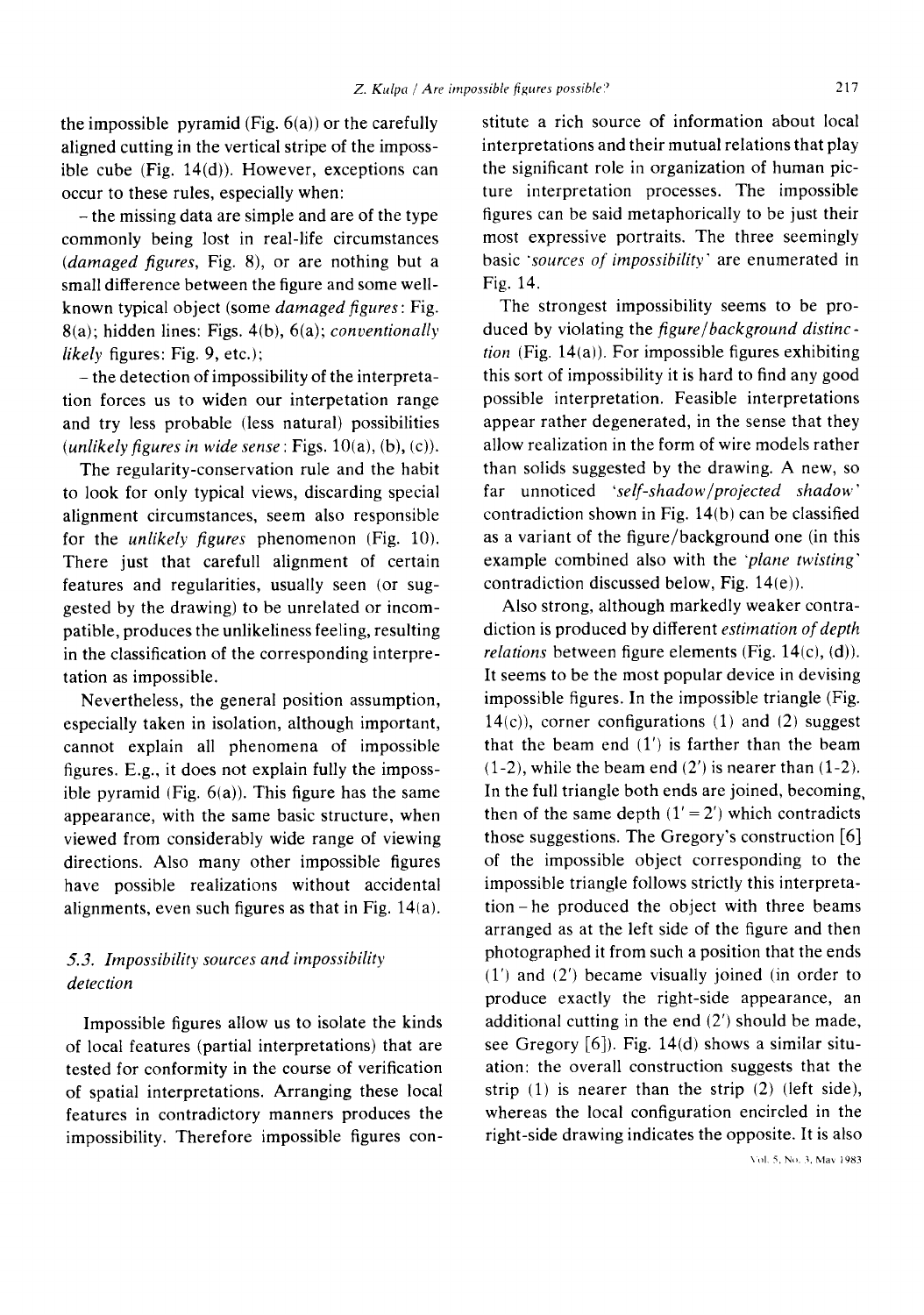the impossible pyramid (Fig. 6(a)) or the carefully aligned cutting in the vertical stripe of the impossible cube (Fig. 14(d)). However, exceptions can occur to these rules, especially when:

– the missing data are simple and are of the type commonly being lost in real-life circumstances (*damaged figures*, Fig. 8), or are nothing but a small difference between the figure and some well-known typical object (some *damaged figures*: Fig. 8(a); hidden lines: Figs. 4(b), 6(a); *conventionally likely* figures: Fig. 9, etc.);

– the detection of impossibility of the interpretation forces us to widen our interpetation range and try less probable (less natural) possibilities (*unlikely figures in wide sense*: Figs. 10(a), (b), (c)).

The regularity-conservation rule and the habit to look for only typical views, discarding special alignment circumstances, seem also responsible for the *unlikely figures* phenomenon (Fig. 10). There just that carefull alignment of certain features and regularities, usually seen (or suggested by the drawing) to be unrelated or incompatible, produces the unlikeliness feeling, resulting in the classification of the corresponding interpretation as impossible.

Nevertheless, the general position assumption, especially taken in isolation, although important, cannot explain all phenomena of impossible figures. E.g., it does not explain fully the impossible pyramid (Fig. 6(a)). This figure has the same appearance, with the same basic structure, when viewed from considerably wide range of viewing directions. Also many other impossible figures have possible realizations without accidental alignments, even such figures as that in Fig. 14(a).

### 5.3. Impossibility sources and impossibility detection

Impossible figures allow us to isolate the kinds of local features (partial interpretations) that are tested for conformity in the course of verification of spatial interpretations. Arranging these local features in contradictory manners produces the impossibility. Therefore impossible figures constitute a rich source of information about local interpretations and their mutual relations that play the significant role in organization of human picture interpretation processes. The impossible figures can be said metaphorically to be just their most expressive portraits. The three seemingly basic *'sources of impossibility'* are enumerated in Fig. 14.

The strongest impossibility seems to be produced by violating the *figure/background distinction* (Fig. 14(a)). For impossible figures exhibiting this sort of impossibility it is hard to find any good possible interpretation. Feasible interpretations appear rather degenerated, in the sense that they allow realization in the form of wire models rather than solids suggested by the drawing. A new, so far unnoticed *'self-shadow/projected shadow'* contradiction shown in Fig. 14(b) can be classified as a variant of the figure/background one (in this example combined also with the *'plane twisting'* contradiction discussed below, Fig. 14(e)).

Also strong, although markedly weaker contradiction is produced by different *estimation of depth relations* between figure elements (Fig. 14(c), (d)). It seems to be the most popular device in devising impossible figures. In the impossible triangle (Fig. 14(c)), corner configurations (1) and (2) suggest that the beam end (1′) is farther than the beam (1-2), while the beam end (2′) is nearer than (1-2). In the full triangle both ends are joined, becoming, then of the same depth (1′ = 2′) which contradicts those suggestions. The Gregory's construction [6] of the impossible object corresponding to the impossible triangle follows strictly this interpretation – he produced the object with three beams arranged as at the left side of the figure and then photographed it from such a position that the ends (1′) and (2′) became visually joined (in order to produce exactly the right-side appearance, an additional cutting in the end (2′) should be made, see Gregory [6]). Fig. 14(d) shows a similar situation: the overall construction suggests that the strip (1) is nearer than the strip (2) (left side), whereas the local configuration encircled in the right-side drawing indicates the opposite. It is also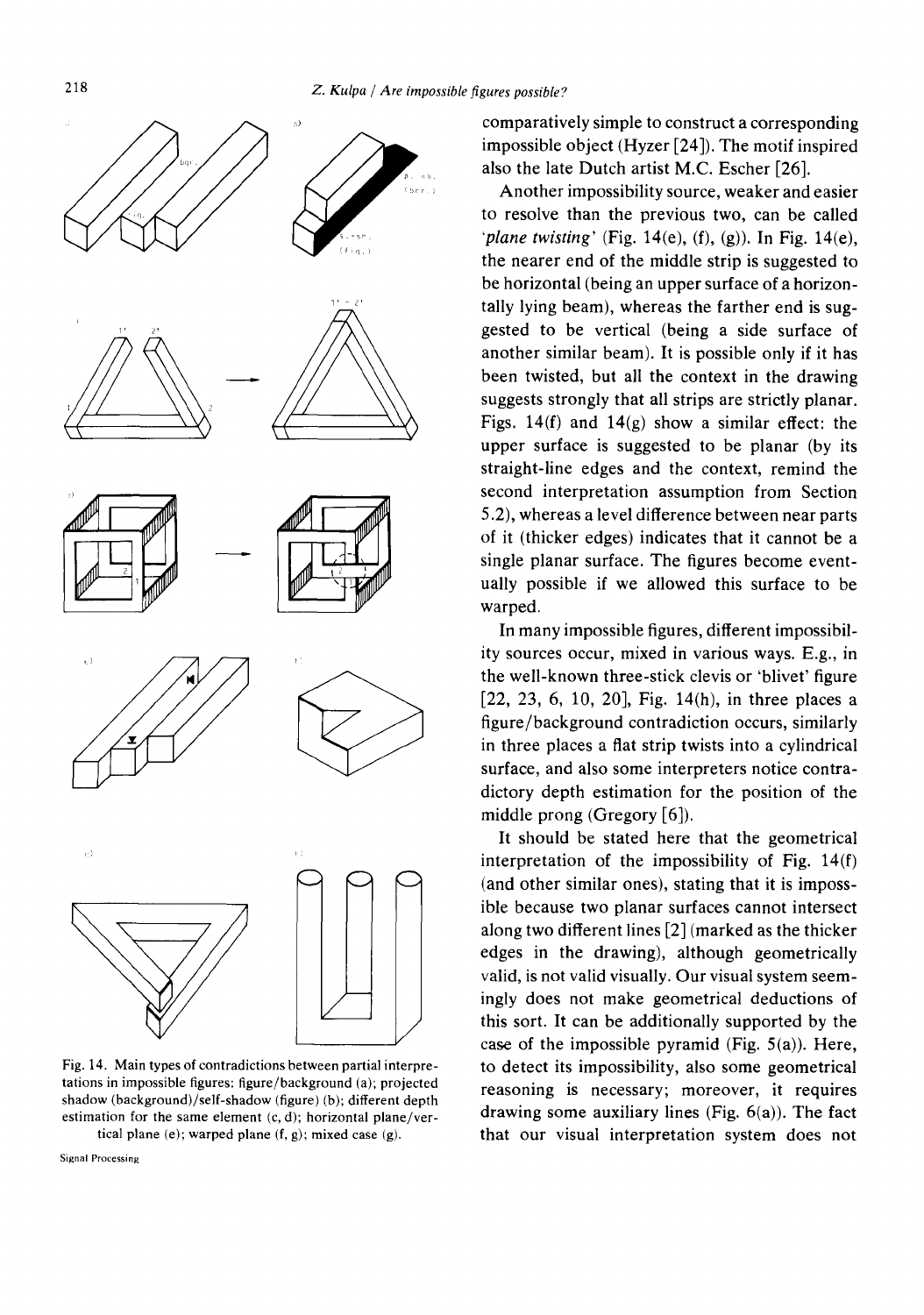Fig. 14. Main types of contradictions between partial interpretations in impossible figures: figure/background (a); projected shadow (background)/self-shadow (figure) (b); different depth estimation for the same element (c, d); horizontal plane/vertical plane (e); warped plane (f, g); mixed case (g).

comparatively simple to construct a corresponding impossible object (Hyzer [24]). The motif inspired also the late Dutch artist M.C. Escher [26].

Another impossibility source, weaker and easier to resolve than the previous two, can be called *'plane twisting'* (Fig. 14(e), (f), (g)). In Fig. 14(e), the nearer end of the middle strip is suggested to be horizontal (being an upper surface of a horizontally lying beam), whereas the farther end is suggested to be vertical (being a side surface of another similar beam). It is possible only if it has been twisted, but all the context in the drawing suggests strongly that all strips are strictly planar. Figs. 14(f) and 14(g) show a similar effect: the upper surface is suggested to be planar (by its straight-line edges and the context, remind the second interpretation assumption from Section 5.2), whereas a level difference between near parts of it (thicker edges) indicates that it cannot be a single planar surface. The figures become eventually possible if we allowed this surface to be warped.

In many impossible figures, different impossibility sources occur, mixed in various ways. E.g., in the well-known three-stick clevis or 'blivet' figure [22, 23, 6, 10, 20], Fig. 14(h), in three places a figure/background contradiction occurs, similarly in three places a flat strip twists into a cylindrical surface, and also some interpreters notice contradictory depth estimation for the position of the middle prong (Gregory [6]).

It should be stated here that the geometrical interpretation of the impossibility of Fig. 14(f) (and other similar ones), stating that it is impossible because two planar surfaces cannot intersect along two different lines [2] (marked as the thicker edges in the drawing), although geometrically valid, is not valid visually. Our visual system seemingly does not make geometrical deductions of this sort. It can be additionally supported by the case of the impossible pyramid (Fig. 5(a)). Here, to detect its impossibility, also some geometrical reasoning is necessary; moreover, it requires drawing some auxiliary lines (Fig. 6(a)). The fact that our visual interpretation system does not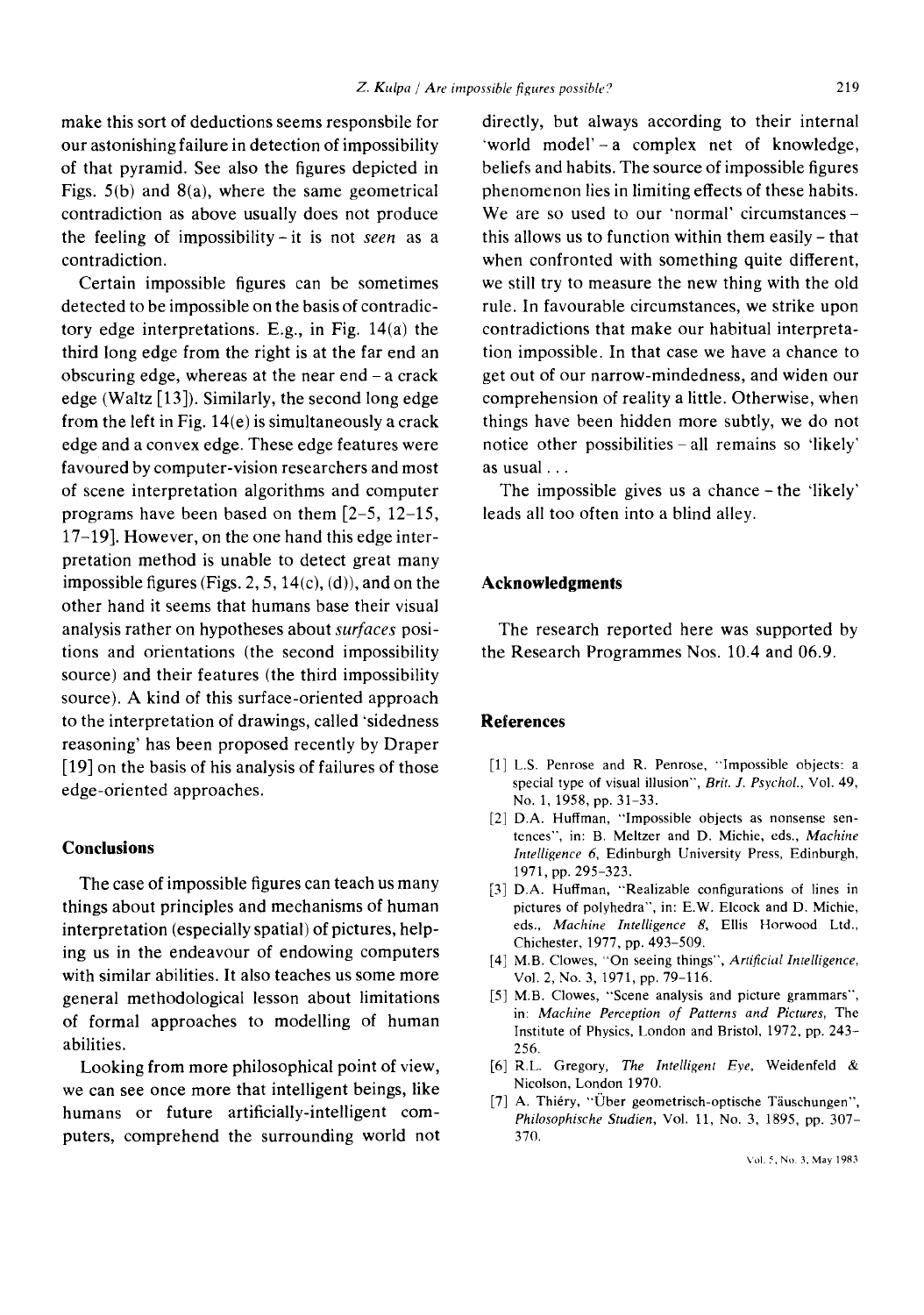make this sort of deductions seems responsbile for our astonishing failure in detection of impossibility of that pyramid. See also the figures depicted in Figs. 5(b) and 8(a), where the same geometrical contradiction as above usually does not produce the feeling of impossibility – it is not *seen* as a contradiction.

Certain impossible figures can be sometimes detected to be impossible on the basis of contradictory edge interpretations. E.g., in Fig. 14(a) the third long edge from the right is at the far end an obscuring edge, whereas at the near end – a crack edge (Waltz [13]). Similarly, the second long edge from the left in Fig. 14(e) is simultaneously a crack edge and a convex edge. These edge features were favoured by computer-vision researchers and most of scene interpretation algorithms and computer programs have been based on them [2–5, 12–15, 17–19]. However, on the one hand this edge interpretation method is unable to detect great many impossible figures (Figs. 2, 5, 14(c), (d)), and on the other hand it seems that humans base their visual analysis rather on hypotheses about *surfaces* positions and orientations (the second impossibility source) and their features (the third impossibility source). A kind of this surface-oriented approach to the interpretation of drawings, called 'sidedness reasoning' has been proposed recently by Draper [19] on the basis of his analysis of failures of those edge-oriented approaches.

## Conclusions

The case of impossible figures can teach us many things about principles and mechanisms of human interpretation (especially spatial) of pictures, helping us in the endeavour of endowing computers with similar abilities. It also teaches us some more general methodological lesson about limitations of formal approaches to modelling of human abilities.

Looking from more philosophical point of view, we can see once more that intelligent beings, like humans or future artificially-intelligent computers, comprehend the surrounding world not directly, but always according to their internal 'world model' – a complex net of knowledge, beliefs and habits. The source of impossible figures phenomenon lies in limiting effects of these habits. We are so used to our 'normal' circumstances – this allows us to function within them easily – that when confronted with something quite different, we still try to measure the new thing with the old rule. In favourable circumstances, we strike upon contradictions that make our habitual interpretation impossible. In that case we have a chance to get out of our narrow-mindedness, and widen our comprehension of reality a little. Otherwise, when things have been hidden more subtly, we do not notice other possibilities – all remains so 'likely' as usual . . .

The impossible gives us a chance – the 'likely' leads all too often into a blind alley.

## Acknowledgments

The research reported here was supported by the Research Programmes Nos. 10.4 and 06.9.

## References

[1] L.S. Penrose and R. Penrose, "Impossible objects: a special type of visual illusion", *Brit. J. Psychol.*, Vol. 49, No. 1, 1958, pp. 31–33.

[2] D.A. Huffman, "Impossible objects as nonsense sentences", in: B. Meltzer and D. Michie, eds., *Machine Intelligence 6*, Edinburgh University Press, Edinburgh, 1971, pp. 295–323.

[3] D.A. Huffman, "Realizable configurations of lines in pictures of polyhedra", in: E.W. Elcock and D. Michie, eds., *Machine Intelligence 8*, Ellis Horwood Ltd., Chichester, 1977, pp. 493–509.

[4] M.B. Clowes, "On seeing things", *Artificial Intelligence*, Vol. 2, No. 3, 1971, pp. 79–116.

[5] M.B. Clowes, "Scene analysis and picture grammars", in: *Machine Perception of Patterns and Pictures*, The Institute of Physics, London and Bristol, 1972, pp. 243–256.

[6] R.L. Gregory, *The Intelligent Eye*, Weidenfeld & Nicolson, London 1970.

[7] A. Thiéry, "Über geometrisch-optische Täuschungen", *Philosophische Studien*, Vol. 11, No. 3, 1895, pp. 307–370.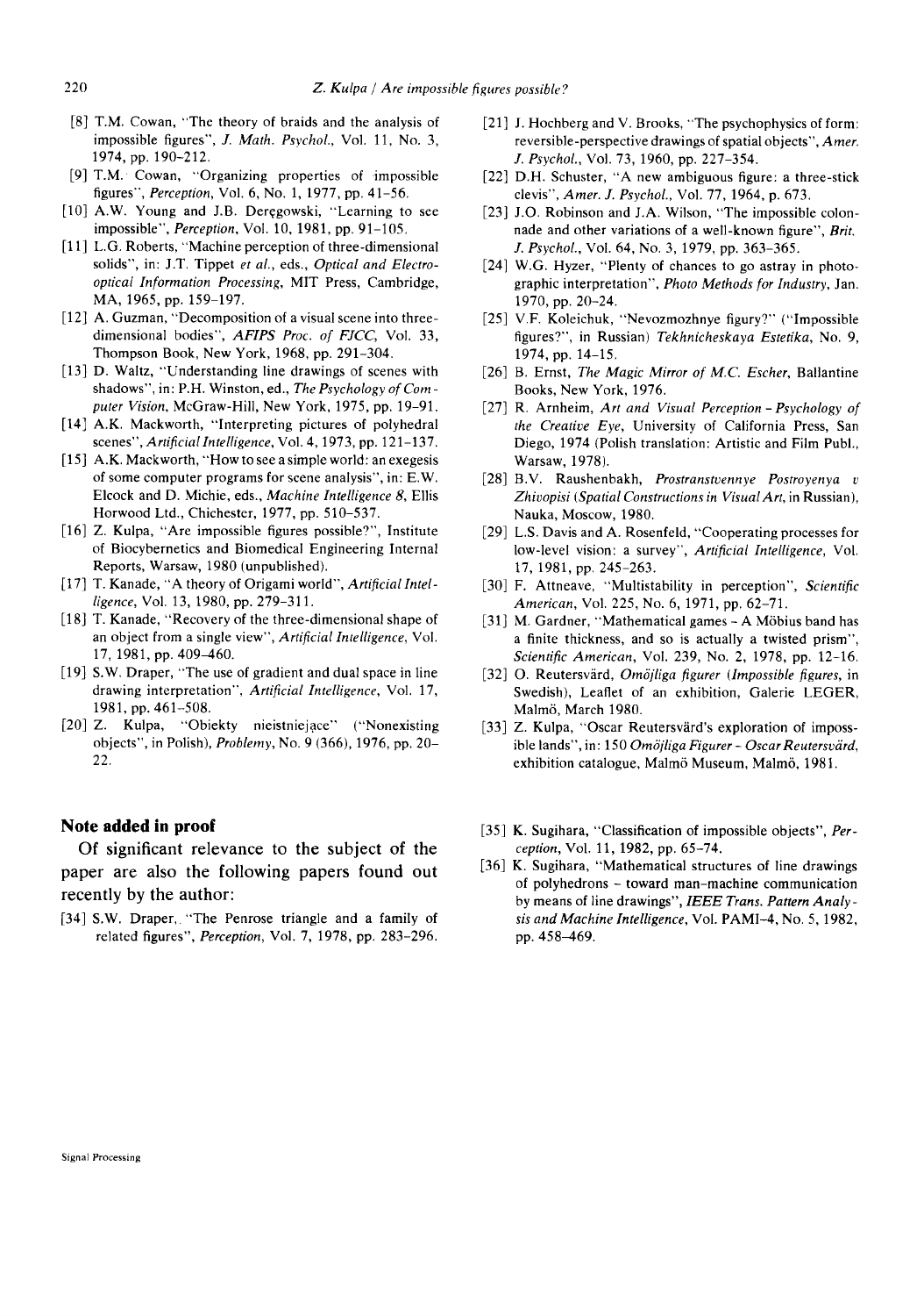[8] T.M. Cowan, "The theory of braids and the analysis of impossible figures", *J. Math. Psychol.*, Vol. 11, No. 3, 1974, pp. 190–212.

[9] T.M. Cowan, "Organizing properties of impossible figures", *Perception*, Vol. 6, No. 1, 1977, pp. 41–56.

[10] A.W. Young and J.B. Deręgowski, "Learning to see impossible", *Perception*, Vol. 10, 1981, pp. 91–105.

[11] L.G. Roberts, "Machine perception of three-dimensional solids", in: J.T. Tippet *et al.*, eds., *Optical and Electro-optical Information Processing*, MIT Press, Cambridge, MA, 1965, pp. 159–197.

[12] A. Guzman, "Decomposition of a visual scene into three-dimensional bodies", *AFIPS Proc. of FJCC*, Vol. 33, Thompson Book, New York, 1968, pp. 291–304.

[13] D. Waltz, "Understanding line drawings of scenes with shadows", in: P.H. Winston, ed., *The Psychology of Computer Vision*, McGraw-Hill, New York, 1975, pp. 19–91.

[14] A.K. Mackworth, "Interpreting pictures of polyhedral scenes", *Artificial Intelligence*, Vol. 4, 1973, pp. 121–137.

[15] A.K. Mackworth, "How to see a simple world: an exegesis of some computer programs for scene analysis", in: E.W. Elcock and D. Michie, eds., *Machine Intelligence 8*, Ellis Horwood Ltd., Chichester, 1977, pp. 510–537.

[16] Z. Kulpa, "Are impossible figures possible?", Institute of Biocybernetics and Biomedical Engineering Internal Reports, Warsaw, 1980 (unpublished).

[17] T. Kanade, "A theory of Origami world", *Artificial Intelligence*, Vol. 13, 1980, pp. 279–311.

[18] T. Kanade, "Recovery of the three-dimensional shape of an object from a single view", *Artificial Intelligence*, Vol. 17, 1981, pp. 409–460.

[19] S.W. Draper, "The use of gradient and dual space in line drawing interpretation", *Artificial Intelligence*, Vol. 17, 1981, pp. 461–508.

[20] Z. Kulpa, "Obiekty nieistniejące" ("Nonexisting objects", in Polish), *Problemy*, No. 9 (366), 1976, pp. 20–22.

[21] J. Hochberg and V. Brooks, "The psychophysics of form: reversible-perspective drawings of spatial objects", *Amer. J. Psychol.*, Vol. 73, 1960, pp. 227–354.

[22] D.H. Schuster, "A new ambiguous figure: a three-stick clevis", *Amer. J. Psychol.*, Vol. 77, 1964, p. 673.

[23] J.O. Robinson and J.A. Wilson, "The impossible colonnade and other variations of a well-known figure", *Brit. J. Psychol.*, Vol. 64, No. 3, 1979, pp. 363–365.

[24] W.G. Hyzer, "Plenty of chances to go astray in photographic interpretation", *Photo Methods for Industry*, Jan. 1970, pp. 20–24.

[25] V.F. Koleichuk, "Nevozmozhnye figury?" ("Impossible figures?", in Russian) *Tekhnicheskaya Estetika*, No. 9, 1974, pp. 14–15.

[26] B. Ernst, *The Magic Mirror of M.C. Escher*, Ballantine Books, New York, 1976.

[27] R. Arnheim, *Art and Visual Perception – Psychology of the Creative Eye*, University of California Press, San Diego, 1974 (Polish translation: Artistic and Film Publ., Warsaw, 1978).

[28] B.V. Raushenbakh, *Prostranstvennye Postroyenya v Zhivopisi (Spatial Constructions in Visual Art*, in Russian), Nauka, Moscow, 1980.

[29] L.S. Davis and A. Rosenfeld, "Cooperating processes for low-level vision: a survey", *Artificial Intelligence*, Vol. 17, 1981, pp. 245–263.

[30] F. Attneave, "Multistability in perception", *Scientific American*, Vol. 225, No. 6, 1971, pp. 62–71.

[31] M. Gardner, "Mathematical games – A Möbius band has a finite thickness, and so is actually a twisted prism", *Scientific American*, Vol. 239, No. 2, 1978, pp. 12–16.

[32] O. Reutersvärd, *Omöjliga figurer (Impossible figures*, in Swedish), Leaflet of an exhibition, Galerie LEGER, Malmö, March 1980.

[33] Z. Kulpa, "Oscar Reutersvärd's exploration of impossible lands", in: *150 Omöjliga Figurer – Oscar Reutersvärd*, exhibition catalogue, Malmö Museum, Malmö, 1981.

## Note added in proof

Of significant relevance to the subject of the paper are also the following papers found out recently by the author:

[34] S.W. Draper, "The Penrose triangle and a family of related figures", *Perception*, Vol. 7, 1978, pp. 283–296.

[35] K. Sugihara, "Classification of impossible objects", *Perception*, Vol. 11, 1982, pp. 65–74.

[36] K. Sugihara, "Mathematical structures of line drawings of polyhedrons – toward man-machine communication by means of line drawings", *IEEE Trans. Pattern Analysis and Machine Intelligence*, Vol. PAMI-4, No. 5, 1982, pp. 458–469.